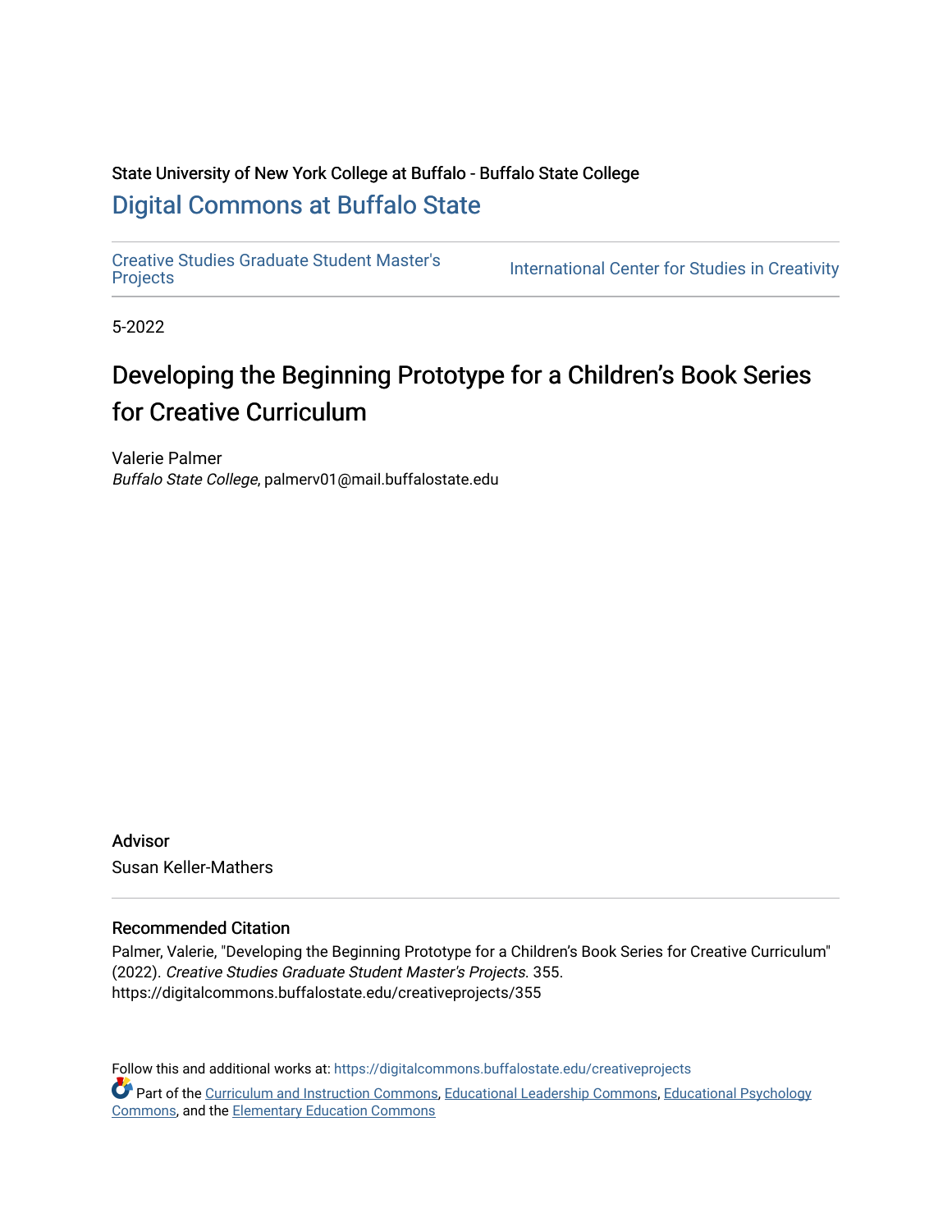State University of New York College at Buffalo - Buffalo State College

## Digital Commons at Buffalo State

Creative Studies Graduate Student Master's Projects | International Center for Studies in Creativity

5-2022

# Developing the Beginning Prototype for a Children's Book Series for Creative Curriculum

Valerie Palmer
*Buffalo State College*, palmerv01@mail.buffalostate.edu

Advisor

Susan Keller-Mathers

### Recommended Citation

Palmer, Valerie, "Developing the Beginning Prototype for a Children's Book Series for Creative Curriculum" (2022). *Creative Studies Graduate Student Master's Projects*. 355.
https://digitalcommons.buffalostate.edu/creativeprojects/355

Follow this and additional works at: https://digitalcommons.buffalostate.edu/creativeprojects

Part of the Curriculum and Instruction Commons, Educational Leadership Commons, Educational Psychology Commons, and the Elementary Education Commons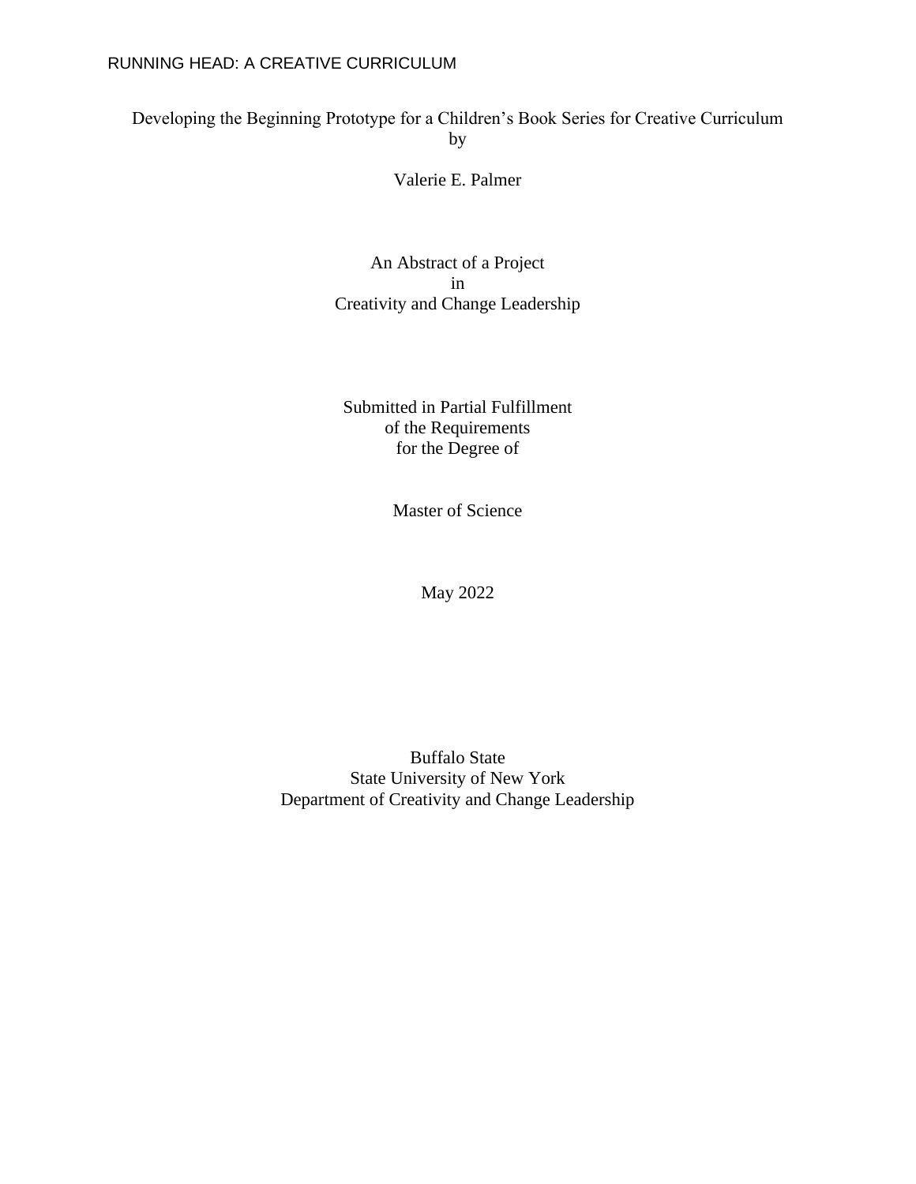Developing the Beginning Prototype for a Children's Book Series for Creative Curriculum
by

Valerie E. Palmer

An Abstract of a Project
in
Creativity and Change Leadership

Submitted in Partial Fulfillment
of the Requirements
for the Degree of

Master of Science

May 2022

Buffalo State
State University of New York
Department of Creativity and Change Leadership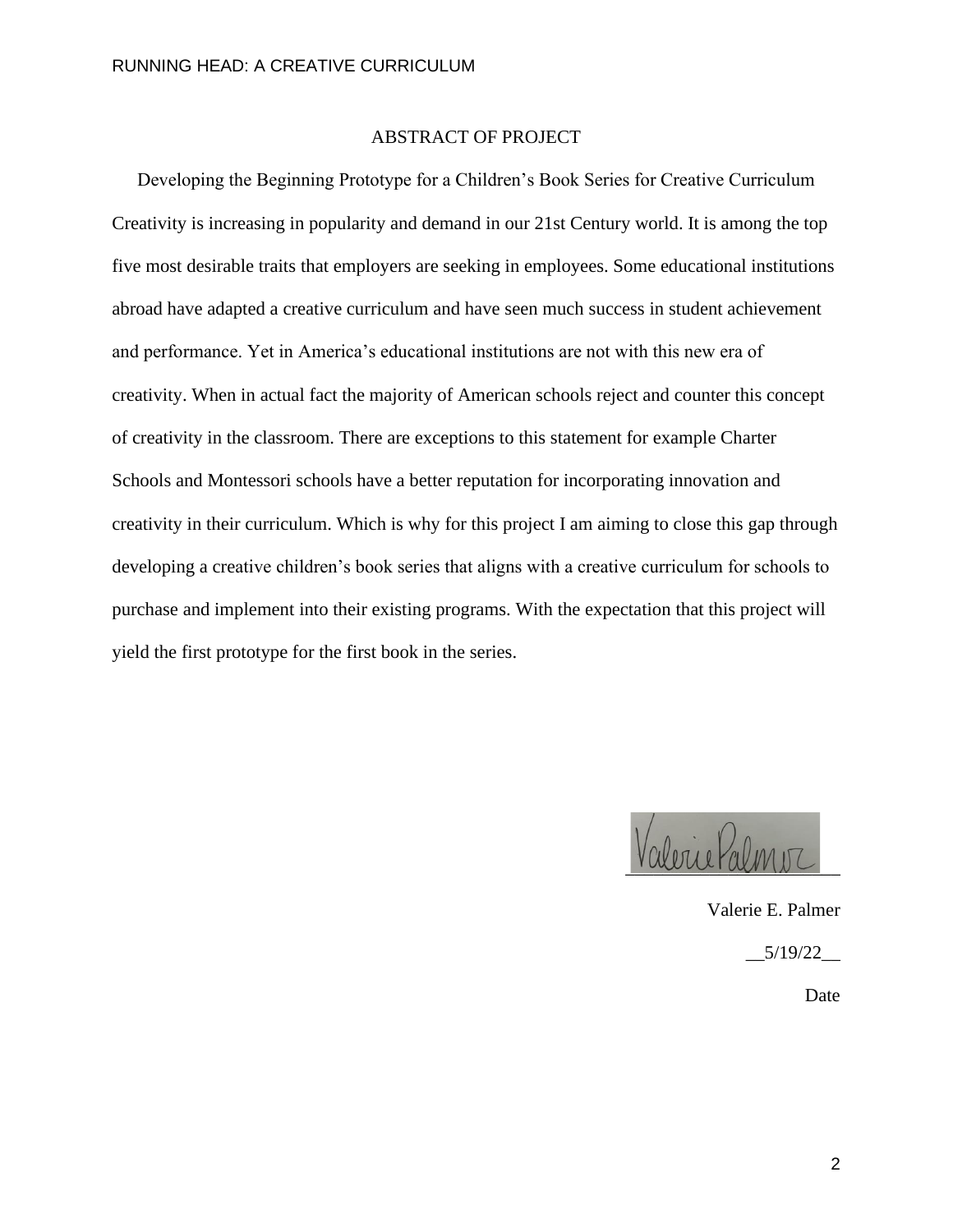# ABSTRACT OF PROJECT

Developing the Beginning Prototype for a Children's Book Series for Creative Curriculum

Creativity is increasing in popularity and demand in our 21st Century world. It is among the top five most desirable traits that employers are seeking in employees. Some educational institutions abroad have adapted a creative curriculum and have seen much success in student achievement and performance. Yet in America's educational institutions are not with this new era of creativity. When in actual fact the majority of American schools reject and counter this concept of creativity in the classroom. There are exceptions to this statement for example Charter Schools and Montessori schools have a better reputation for incorporating innovation and creativity in their curriculum. Which is why for this project I am aiming to close this gap through developing a creative children's book series that aligns with a creative curriculum for schools to purchase and implement into their existing programs. With the expectation that this project will yield the first prototype for the first book in the series.

Valerie Palmer

Valerie E. Palmer

__5/19/22__

Date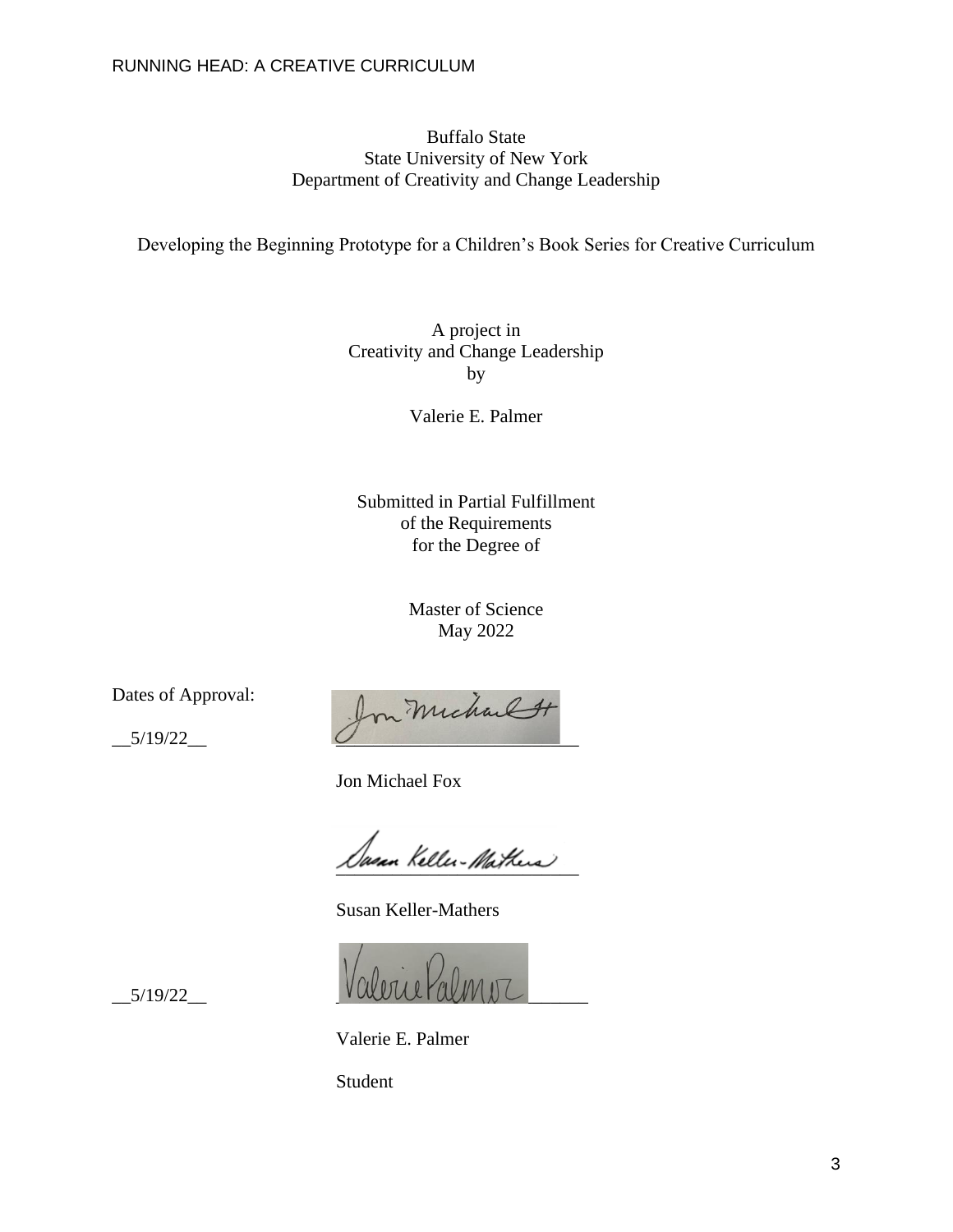Buffalo State
State University of New York
Department of Creativity and Change Leadership

Developing the Beginning Prototype for a Children's Book Series for Creative Curriculum

A project in
Creativity and Change Leadership
by

Valerie E. Palmer

Submitted in Partial Fulfillment
of the Requirements
for the Degree of

Master of Science
May 2022

Dates of Approval:

__5/19/22__ ______________________________

Jon Michael Fox

______________________________

Susan Keller-Mathers

__5/19/22__ ______________________________

Valerie E. Palmer

Student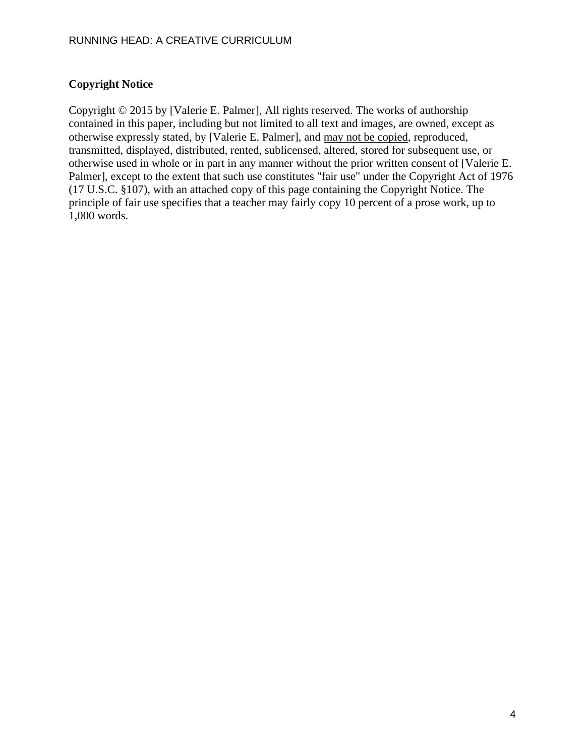**Copyright Notice**

Copyright © 2015 by [Valerie E. Palmer], All rights reserved. The works of authorship contained in this paper, including but not limited to all text and images, are owned, except as otherwise expressly stated, by [Valerie E. Palmer], and may not be copied, reproduced, transmitted, displayed, distributed, rented, sublicensed, altered, stored for subsequent use, or otherwise used in whole or in part in any manner without the prior written consent of [Valerie E. Palmer], except to the extent that such use constitutes "fair use" under the Copyright Act of 1976 (17 U.S.C. §107), with an attached copy of this page containing the Copyright Notice. The principle of fair use specifies that a teacher may fairly copy 10 percent of a prose work, up to 1,000 words.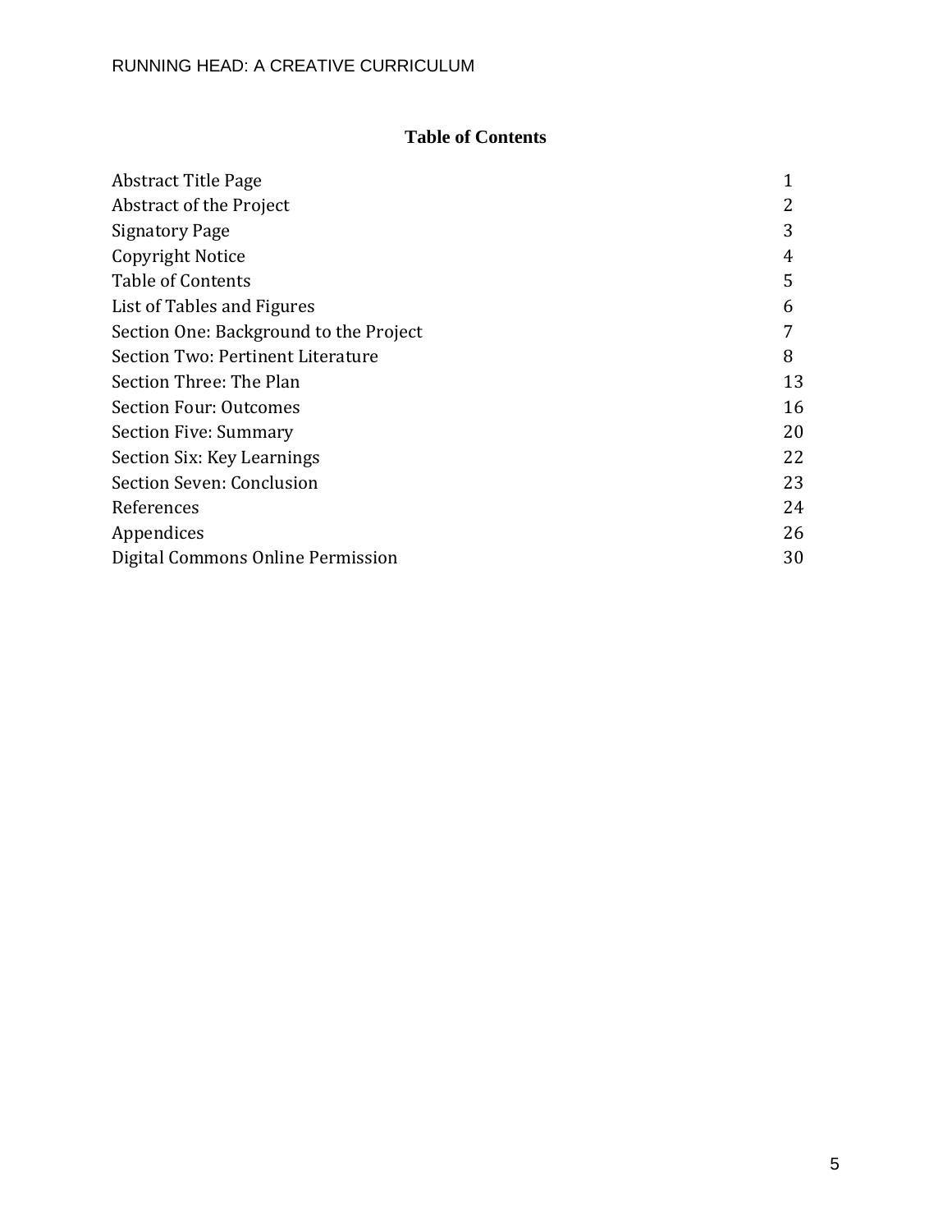# Table of Contents

| | |
|---|---|
| Abstract Title Page | 1 |
| Abstract of the Project | 2 |
| Signatory Page | 3 |
| Copyright Notice | 4 |
| Table of Contents | 5 |
| List of Tables and Figures | 6 |
| Section One: Background to the Project | 7 |
| Section Two: Pertinent Literature | 8 |
| Section Three: The Plan | 13 |
| Section Four: Outcomes | 16 |
| Section Five: Summary | 20 |
| Section Six: Key Learnings | 22 |
| Section Seven: Conclusion | 23 |
| References | 24 |
| Appendices | 26 |
| Digital Commons Online Permission | 30 |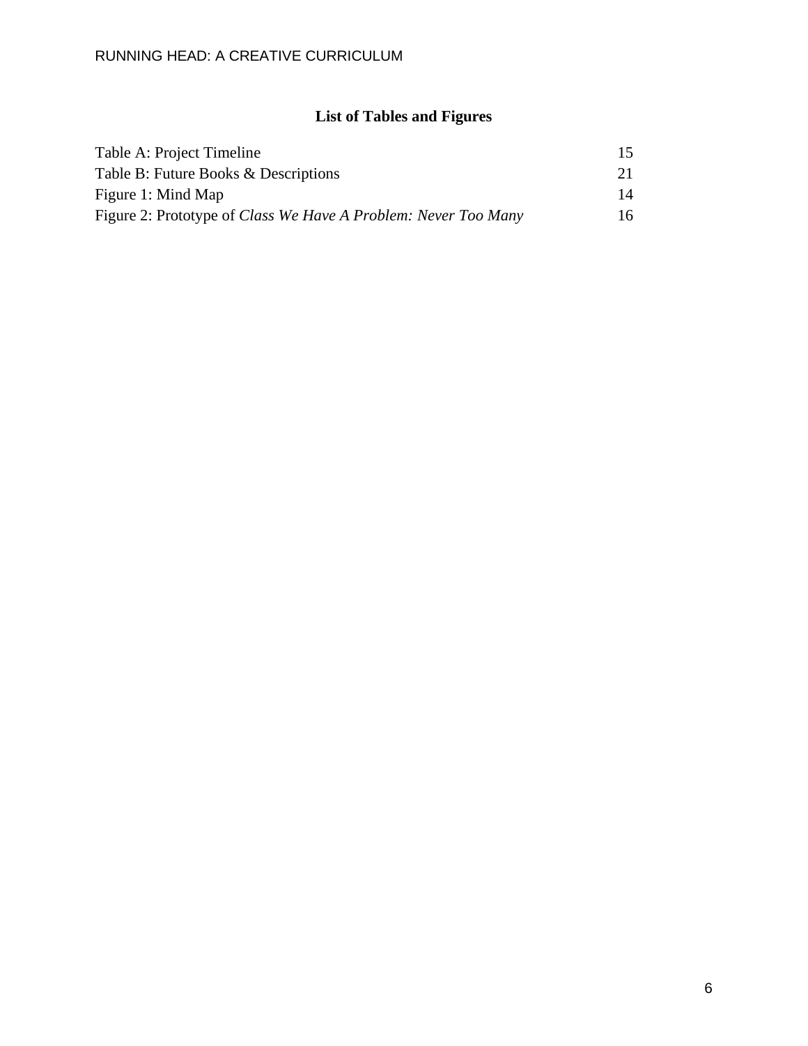## List of Tables and Figures

| | |
|---|---|
| Table A: Project Timeline | 15 |
| Table B: Future Books & Descriptions | 21 |
| Figure 1: Mind Map | 14 |
| Figure 2: Prototype of *Class We Have A Problem: Never Too Many* | 16 |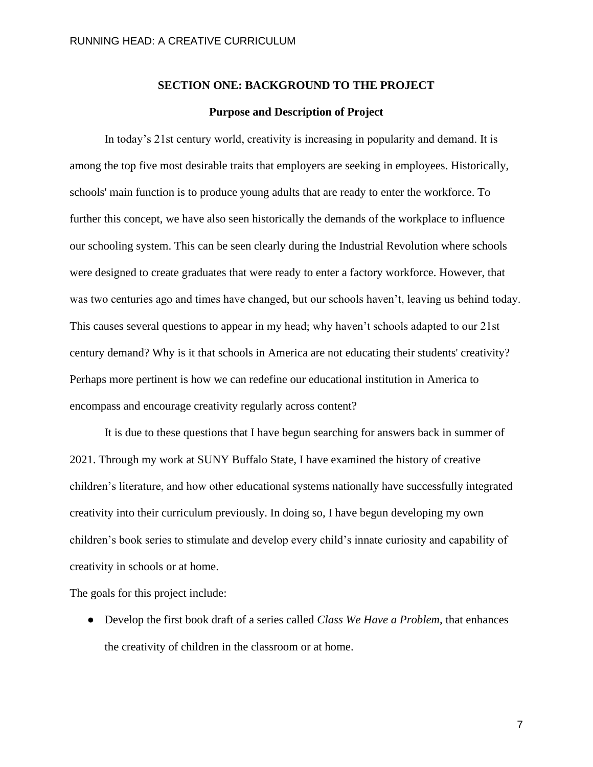## SECTION ONE: BACKGROUND TO THE PROJECT

### Purpose and Description of Project

In today's 21st century world, creativity is increasing in popularity and demand. It is among the top five most desirable traits that employers are seeking in employees. Historically, schools' main function is to produce young adults that are ready to enter the workforce. To further this concept, we have also seen historically the demands of the workplace to influence our schooling system. This can be seen clearly during the Industrial Revolution where schools were designed to create graduates that were ready to enter a factory workforce. However, that was two centuries ago and times have changed, but our schools haven't, leaving us behind today. This causes several questions to appear in my head; why haven't schools adapted to our 21st century demand? Why is it that schools in America are not educating their students' creativity? Perhaps more pertinent is how we can redefine our educational institution in America to encompass and encourage creativity regularly across content?

It is due to these questions that I have begun searching for answers back in summer of 2021. Through my work at SUNY Buffalo State, I have examined the history of creative children's literature, and how other educational systems nationally have successfully integrated creativity into their curriculum previously. In doing so, I have begun developing my own children's book series to stimulate and develop every child's innate curiosity and capability of creativity in schools or at home.

The goals for this project include:

- Develop the first book draft of a series called *Class We Have a Problem*, that enhances the creativity of children in the classroom or at home.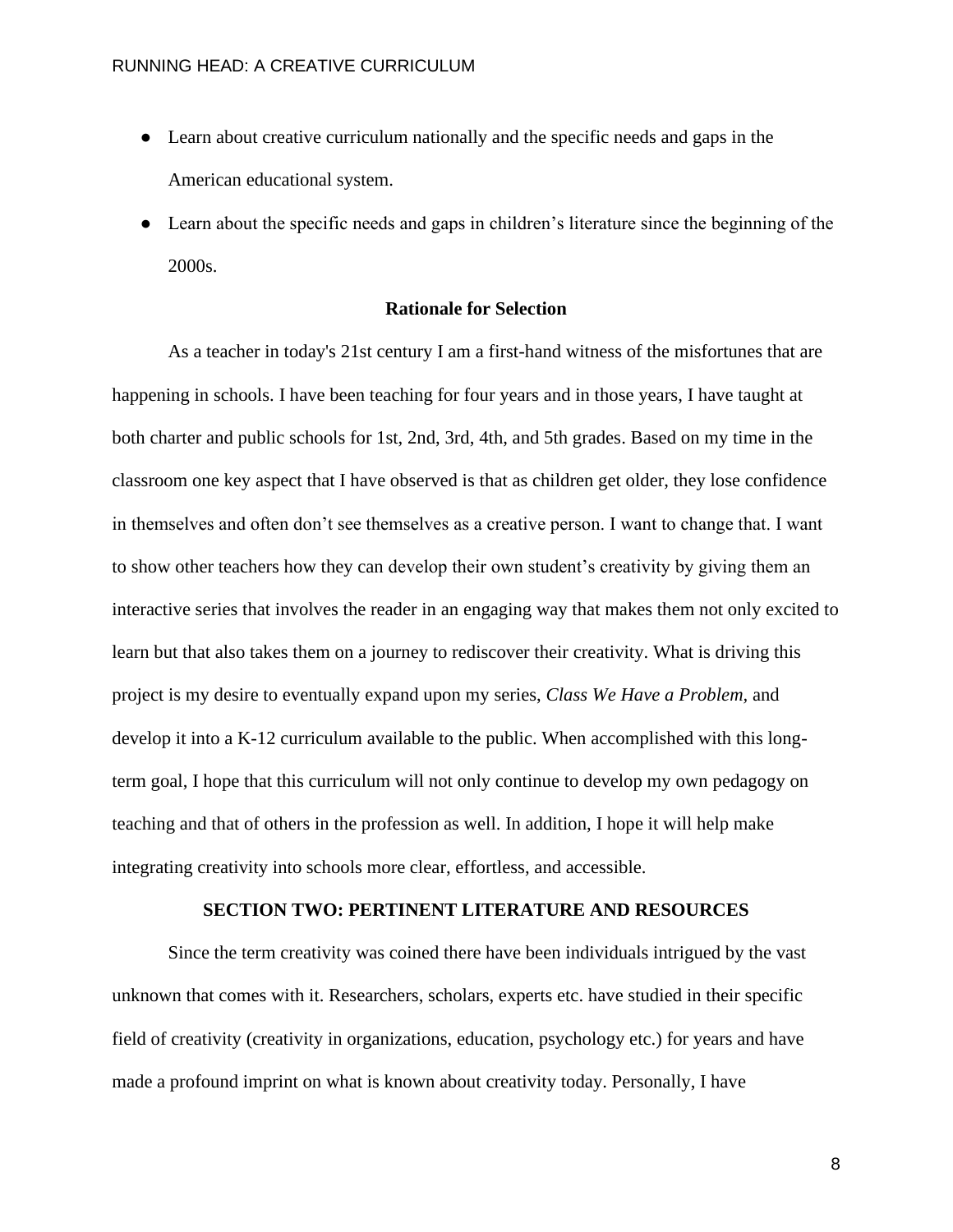- Learn about creative curriculum nationally and the specific needs and gaps in the American educational system.
- Learn about the specific needs and gaps in children's literature since the beginning of the 2000s.

### Rationale for Selection

As a teacher in today's 21st century I am a first-hand witness of the misfortunes that are happening in schools. I have been teaching for four years and in those years, I have taught at both charter and public schools for 1st, 2nd, 3rd, 4th, and 5th grades. Based on my time in the classroom one key aspect that I have observed is that as children get older, they lose confidence in themselves and often don't see themselves as a creative person. I want to change that. I want to show other teachers how they can develop their own student's creativity by giving them an interactive series that involves the reader in an engaging way that makes them not only excited to learn but that also takes them on a journey to rediscover their creativity. What is driving this project is my desire to eventually expand upon my series, *Class We Have a Problem,* and develop it into a K-12 curriculum available to the public. When accomplished with this long-term goal, I hope that this curriculum will not only continue to develop my own pedagogy on teaching and that of others in the profession as well. In addition, I hope it will help make integrating creativity into schools more clear, effortless, and accessible.

## SECTION TWO: PERTINENT LITERATURE AND RESOURCES

Since the term creativity was coined there have been individuals intrigued by the vast unknown that comes with it. Researchers, scholars, experts etc. have studied in their specific field of creativity (creativity in organizations, education, psychology etc.) for years and have made a profound imprint on what is known about creativity today. Personally, I have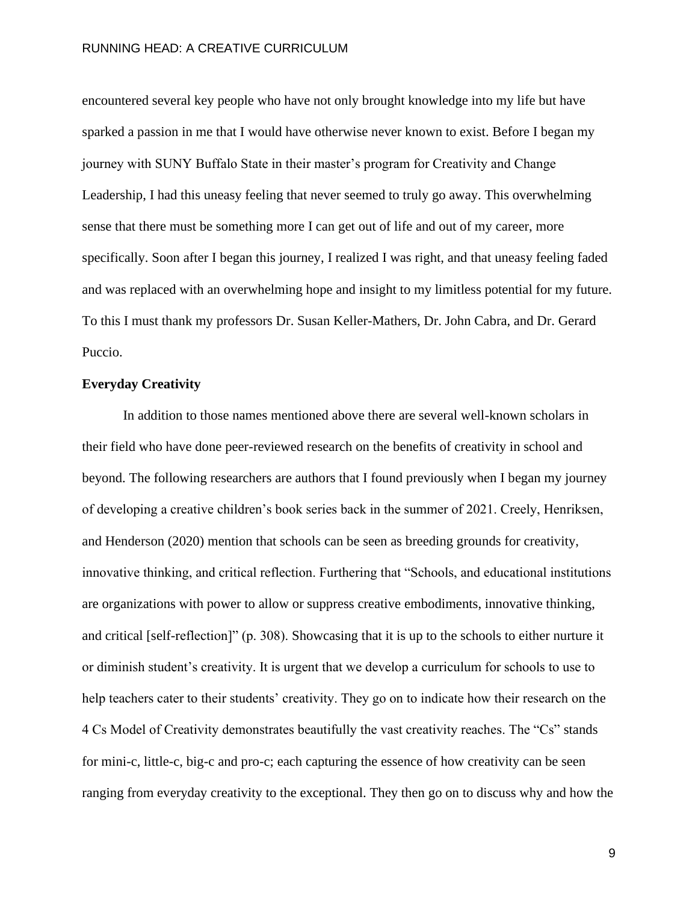encountered several key people who have not only brought knowledge into my life but have sparked a passion in me that I would have otherwise never known to exist. Before I began my journey with SUNY Buffalo State in their master's program for Creativity and Change Leadership, I had this uneasy feeling that never seemed to truly go away. This overwhelming sense that there must be something more I can get out of life and out of my career, more specifically. Soon after I began this journey, I realized I was right, and that uneasy feeling faded and was replaced with an overwhelming hope and insight to my limitless potential for my future. To this I must thank my professors Dr. Susan Keller-Mathers, Dr. John Cabra, and Dr. Gerard Puccio.

**Everyday Creativity**

In addition to those names mentioned above there are several well-known scholars in their field who have done peer-reviewed research on the benefits of creativity in school and beyond. The following researchers are authors that I found previously when I began my journey of developing a creative children's book series back in the summer of 2021. Creely, Henriksen, and Henderson (2020) mention that schools can be seen as breeding grounds for creativity, innovative thinking, and critical reflection. Furthering that "Schools, and educational institutions are organizations with power to allow or suppress creative embodiments, innovative thinking, and critical [self-reflection]" (p. 308). Showcasing that it is up to the schools to either nurture it or diminish student's creativity. It is urgent that we develop a curriculum for schools to use to help teachers cater to their students' creativity. They go on to indicate how their research on the 4 Cs Model of Creativity demonstrates beautifully the vast creativity reaches. The "Cs" stands for mini-c, little-c, big-c and pro-c; each capturing the essence of how creativity can be seen ranging from everyday creativity to the exceptional. They then go on to discuss why and how the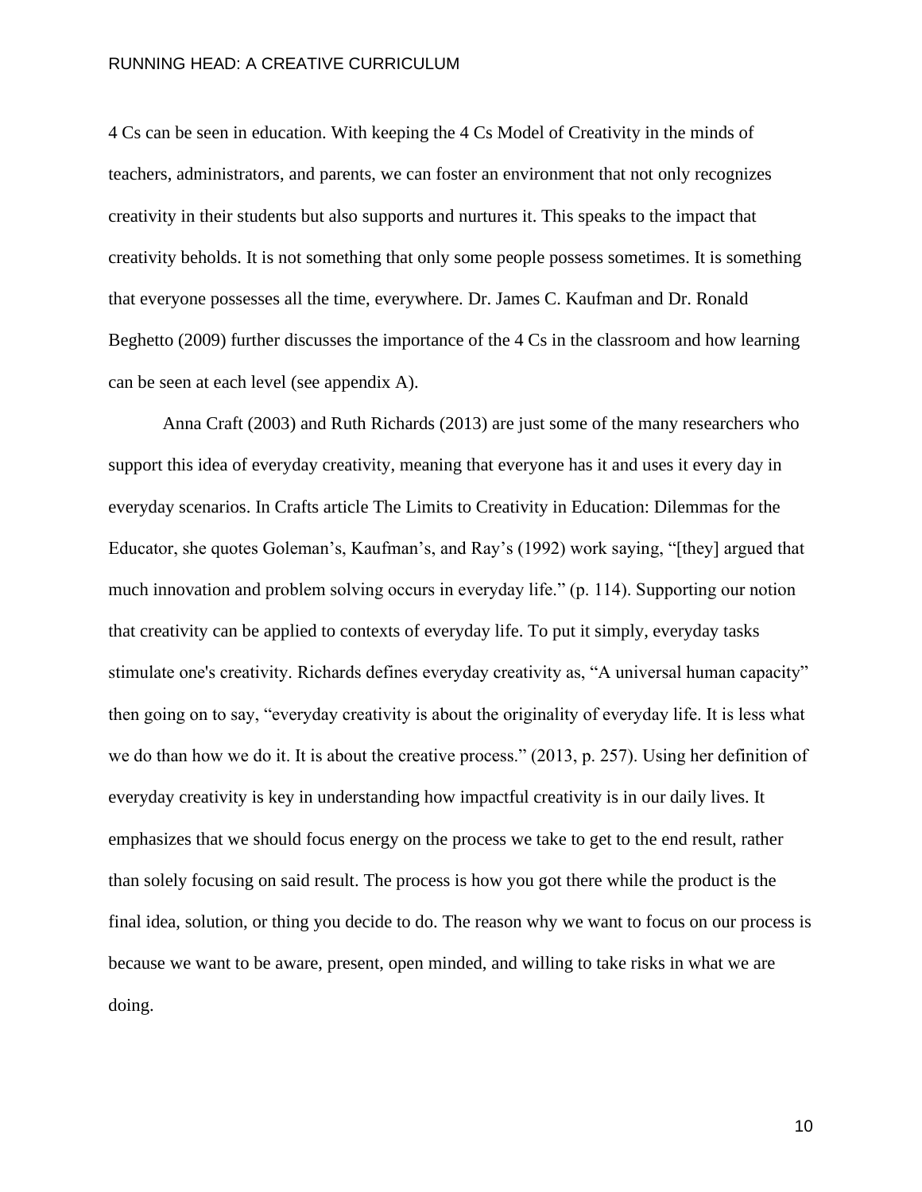4 Cs can be seen in education. With keeping the 4 Cs Model of Creativity in the minds of teachers, administrators, and parents, we can foster an environment that not only recognizes creativity in their students but also supports and nurtures it. This speaks to the impact that creativity beholds. It is not something that only some people possess sometimes. It is something that everyone possesses all the time, everywhere. Dr. James C. Kaufman and Dr. Ronald Beghetto (2009) further discusses the importance of the 4 Cs in the classroom and how learning can be seen at each level (see appendix A).

Anna Craft (2003) and Ruth Richards (2013) are just some of the many researchers who support this idea of everyday creativity, meaning that everyone has it and uses it every day in everyday scenarios. In Crafts article The Limits to Creativity in Education: Dilemmas for the Educator, she quotes Goleman's, Kaufman's, and Ray's (1992) work saying, "[they] argued that much innovation and problem solving occurs in everyday life." (p. 114). Supporting our notion that creativity can be applied to contexts of everyday life. To put it simply, everyday tasks stimulate one's creativity. Richards defines everyday creativity as, "A universal human capacity" then going on to say, "everyday creativity is about the originality of everyday life. It is less what we do than how we do it. It is about the creative process." (2013, p. 257). Using her definition of everyday creativity is key in understanding how impactful creativity is in our daily lives. It emphasizes that we should focus energy on the process we take to get to the end result, rather than solely focusing on said result. The process is how you got there while the product is the final idea, solution, or thing you decide to do. The reason why we want to focus on our process is because we want to be aware, present, open minded, and willing to take risks in what we are doing.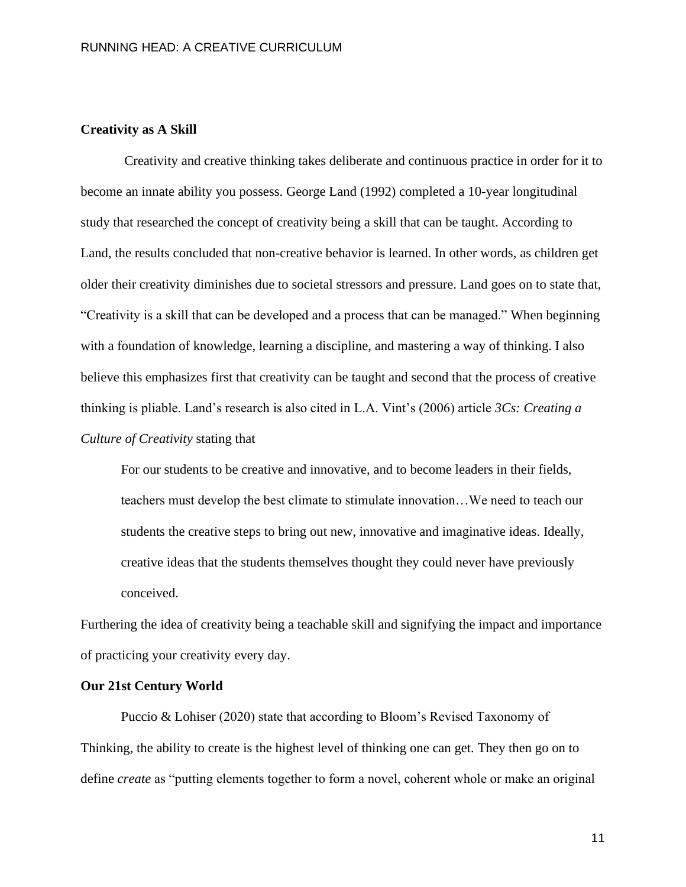**Creativity as A Skill**

Creativity and creative thinking takes deliberate and continuous practice in order for it to become an innate ability you possess. George Land (1992) completed a 10-year longitudinal study that researched the concept of creativity being a skill that can be taught. According to Land, the results concluded that non-creative behavior is learned. In other words, as children get older their creativity diminishes due to societal stressors and pressure. Land goes on to state that, "Creativity is a skill that can be developed and a process that can be managed." When beginning with a foundation of knowledge, learning a discipline, and mastering a way of thinking. I also believe this emphasizes first that creativity can be taught and second that the process of creative thinking is pliable. Land's research is also cited in L.A. Vint's (2006) article *3Cs: Creating a Culture of Creativity* stating that

> For our students to be creative and innovative, and to become leaders in their fields, teachers must develop the best climate to stimulate innovation…We need to teach our students the creative steps to bring out new, innovative and imaginative ideas. Ideally, creative ideas that the students themselves thought they could never have previously conceived.

Furthering the idea of creativity being a teachable skill and signifying the impact and importance of practicing your creativity every day.

**Our 21st Century World**

Puccio & Lohiser (2020) state that according to Bloom's Revised Taxonomy of Thinking, the ability to create is the highest level of thinking one can get. They then go on to define *create* as "putting elements together to form a novel, coherent whole or make an original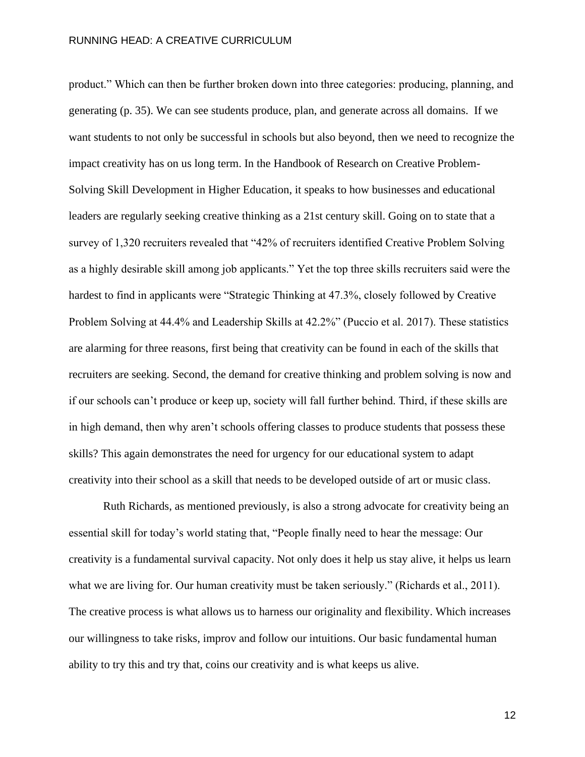product." Which can then be further broken down into three categories: producing, planning, and generating (p. 35). We can see students produce, plan, and generate across all domains. If we want students to not only be successful in schools but also beyond, then we need to recognize the impact creativity has on us long term. In the Handbook of Research on Creative Problem-Solving Skill Development in Higher Education, it speaks to how businesses and educational leaders are regularly seeking creative thinking as a 21st century skill. Going on to state that a survey of 1,320 recruiters revealed that "42% of recruiters identified Creative Problem Solving as a highly desirable skill among job applicants." Yet the top three skills recruiters said were the hardest to find in applicants were "Strategic Thinking at 47.3%, closely followed by Creative Problem Solving at 44.4% and Leadership Skills at 42.2%" (Puccio et al. 2017). These statistics are alarming for three reasons, first being that creativity can be found in each of the skills that recruiters are seeking. Second, the demand for creative thinking and problem solving is now and if our schools can't produce or keep up, society will fall further behind. Third, if these skills are in high demand, then why aren't schools offering classes to produce students that possess these skills? This again demonstrates the need for urgency for our educational system to adapt creativity into their school as a skill that needs to be developed outside of art or music class.

Ruth Richards, as mentioned previously, is also a strong advocate for creativity being an essential skill for today's world stating that, "People finally need to hear the message: Our creativity is a fundamental survival capacity. Not only does it help us stay alive, it helps us learn what we are living for. Our human creativity must be taken seriously." (Richards et al., 2011). The creative process is what allows us to harness our originality and flexibility. Which increases our willingness to take risks, improv and follow our intuitions. Our basic fundamental human ability to try this and try that, coins our creativity and is what keeps us alive.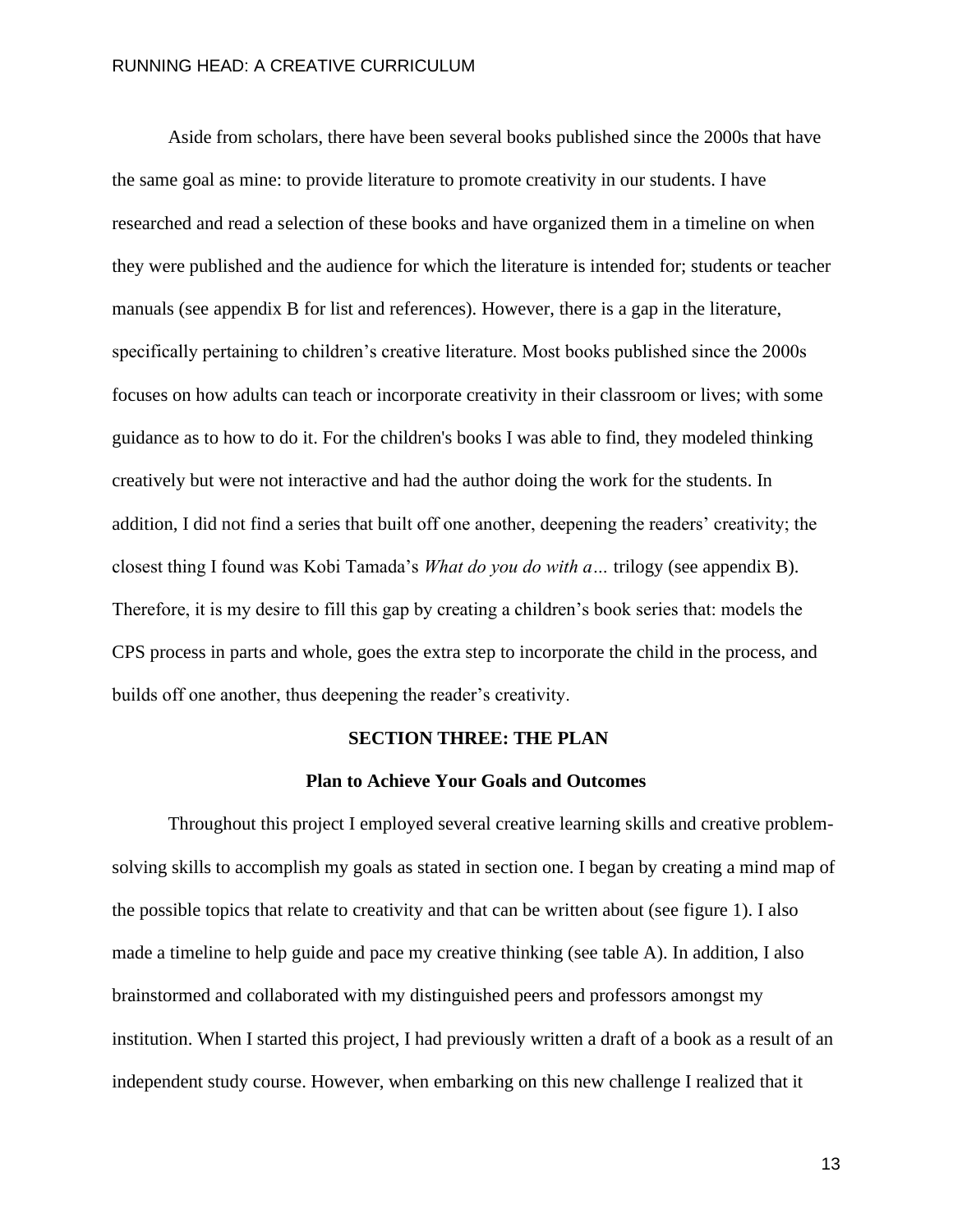Aside from scholars, there have been several books published since the 2000s that have the same goal as mine: to provide literature to promote creativity in our students. I have researched and read a selection of these books and have organized them in a timeline on when they were published and the audience for which the literature is intended for; students or teacher manuals (see appendix B for list and references). However, there is a gap in the literature, specifically pertaining to children's creative literature. Most books published since the 2000s focuses on how adults can teach or incorporate creativity in their classroom or lives; with some guidance as to how to do it. For the children's books I was able to find, they modeled thinking creatively but were not interactive and had the author doing the work for the students. In addition, I did not find a series that built off one another, deepening the readers' creativity; the closest thing I found was Kobi Tamada's *What do you do with a…* trilogy (see appendix B). Therefore, it is my desire to fill this gap by creating a children's book series that: models the CPS process in parts and whole, goes the extra step to incorporate the child in the process, and builds off one another, thus deepening the reader's creativity.

## SECTION THREE: THE PLAN

### Plan to Achieve Your Goals and Outcomes

Throughout this project I employed several creative learning skills and creative problem-solving skills to accomplish my goals as stated in section one. I began by creating a mind map of the possible topics that relate to creativity and that can be written about (see figure 1). I also made a timeline to help guide and pace my creative thinking (see table A). In addition, I also brainstormed and collaborated with my distinguished peers and professors amongst my institution. When I started this project, I had previously written a draft of a book as a result of an independent study course. However, when embarking on this new challenge I realized that it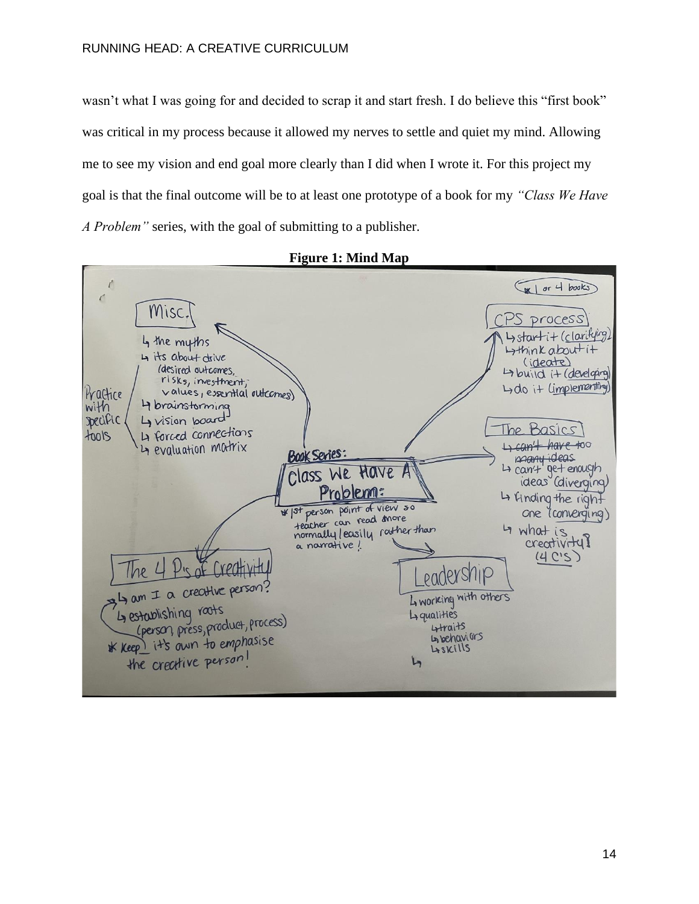wasn't what I was going for and decided to scrap it and start fresh. I do believe this "first book" was critical in my process because it allowed my nerves to settle and quiet my mind. Allowing me to see my vision and end goal more clearly than I did when I wrote it. For this project my goal is that the final outcome will be to at least one prototype of a book for my *"Class We Have A Problem"* series, with the goal of submitting to a publisher.

**Figure 1: Mind Map**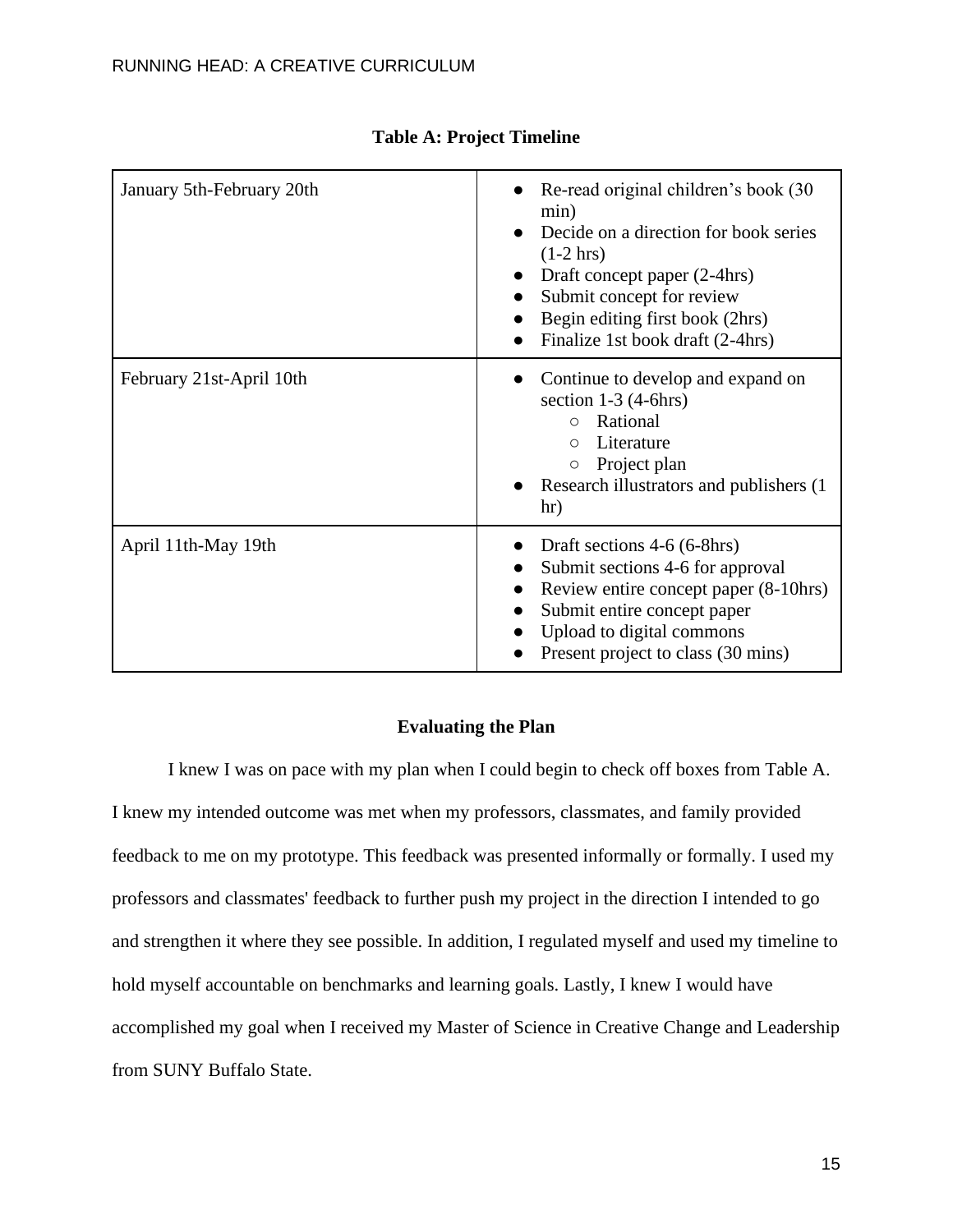**Table A: Project Timeline**

| | |
|---|---|
| January 5th-February 20th | • Re-read original children's book (30 min)<br>• Decide on a direction for book series (1-2 hrs)<br>• Draft concept paper (2-4hrs)<br>• Submit concept for review<br>• Begin editing first book (2hrs)<br>• Finalize 1st book draft (2-4hrs) |
| February 21st-April 10th | • Continue to develop and expand on section 1-3 (4-6hrs)<br>  ○ Rational<br>  ○ Literature<br>  ○ Project plan<br>• Research illustrators and publishers (1 hr) |
| April 11th-May 19th | • Draft sections 4-6 (6-8hrs)<br>• Submit sections 4-6 for approval<br>• Review entire concept paper (8-10hrs)<br>• Submit entire concept paper<br>• Upload to digital commons<br>• Present project to class (30 mins) |

## Evaluating the Plan

I knew I was on pace with my plan when I could begin to check off boxes from Table A. I knew my intended outcome was met when my professors, classmates, and family provided feedback to me on my prototype. This feedback was presented informally or formally. I used my professors and classmates' feedback to further push my project in the direction I intended to go and strengthen it where they see possible. In addition, I regulated myself and used my timeline to hold myself accountable on benchmarks and learning goals. Lastly, I knew I would have accomplished my goal when I received my Master of Science in Creative Change and Leadership from SUNY Buffalo State.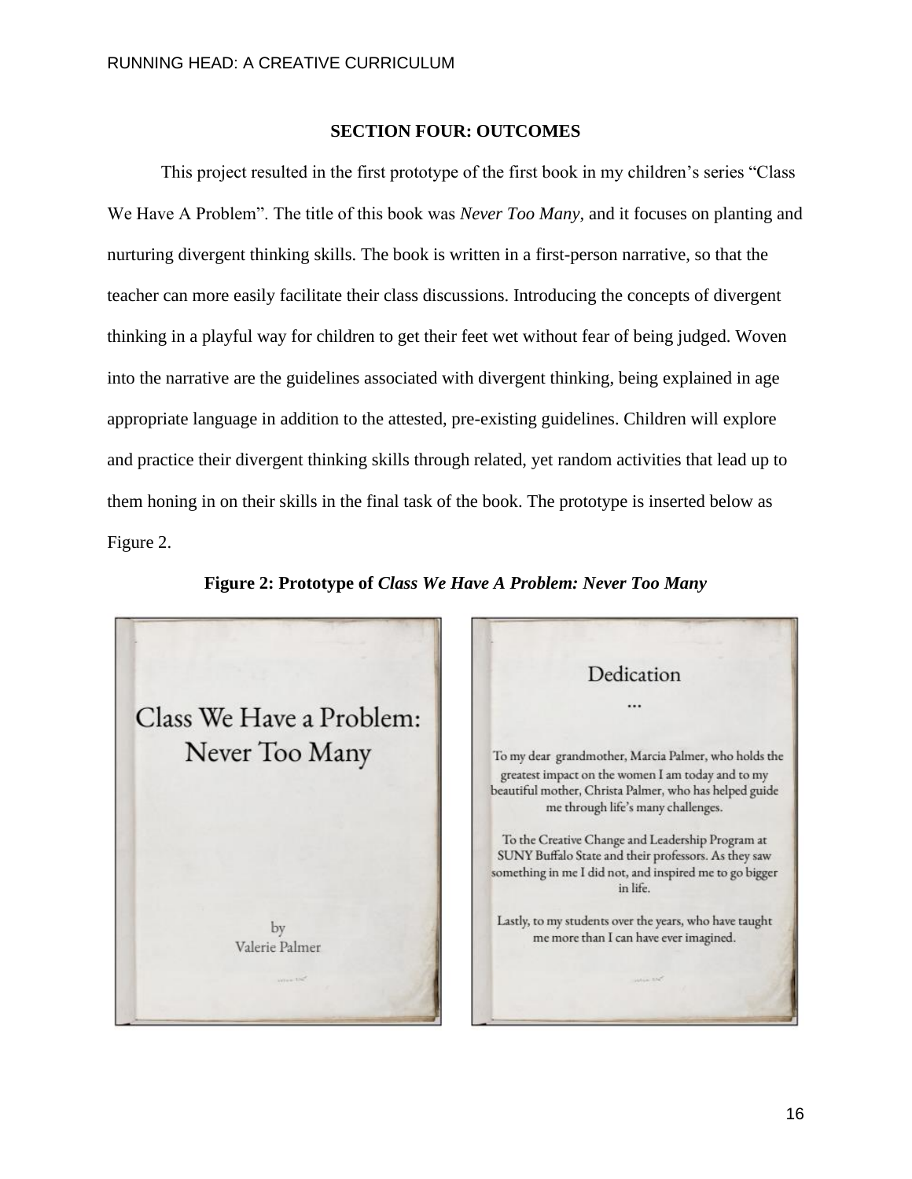## SECTION FOUR: OUTCOMES

This project resulted in the first prototype of the first book in my children's series "Class We Have A Problem". The title of this book was *Never Too Many,* and it focuses on planting and nurturing divergent thinking skills. The book is written in a first-person narrative, so that the teacher can more easily facilitate their class discussions. Introducing the concepts of divergent thinking in a playful way for children to get their feet wet without fear of being judged. Woven into the narrative are the guidelines associated with divergent thinking, being explained in age appropriate language in addition to the attested, pre-existing guidelines. Children will explore and practice their divergent thinking skills through related, yet random activities that lead up to them honing in on their skills in the final task of the book. The prototype is inserted below as Figure 2.

**Figure 2: Prototype of *Class We Have A Problem: Never Too Many***

Class We Have a Problem: Never Too Many

by
Valerie Palmer

Dedication
...

To my dear grandmother, Marcia Palmer, who holds the greatest impact on the women I am today and to my beautiful mother, Christa Palmer, who has helped guide me through life's many challenges.

To the Creative Change and Leadership Program at SUNY Buffalo State and their professors. As they saw something in me I did not, and inspired me to go bigger in life.

Lastly, to my students over the years, who have taught me more than I can have ever imagined.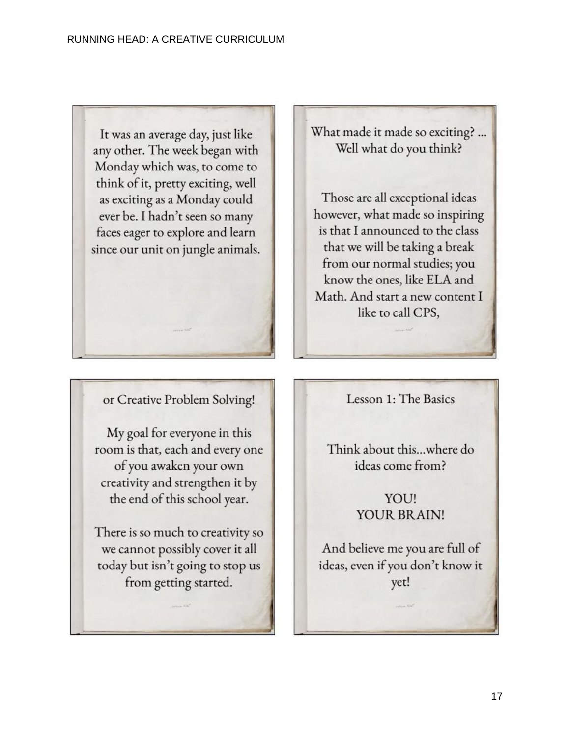It was an average day, just like any other. The week began with Monday which was, to come to think of it, pretty exciting, well as exciting as a Monday could ever be. I hadn't seen so many faces eager to explore and learn since our unit on jungle animals.

What made it made so exciting? ... Well what do you think?

Those are all exceptional ideas however, what made so inspiring is that I announced to the class that we will be taking a break from our normal studies; you know the ones, like ELA and Math. And start a new content I like to call CPS,

or Creative Problem Solving!

My goal for everyone in this room is that, each and every one of you awaken your own creativity and strengthen it by the end of this school year.

There is so much to creativity so we cannot possibly cover it all today but isn't going to stop us from getting started.

Lesson 1: The Basics

Think about this...where do ideas come from?

YOU!
YOUR BRAIN!

And believe me you are full of ideas, even if you don't know it yet!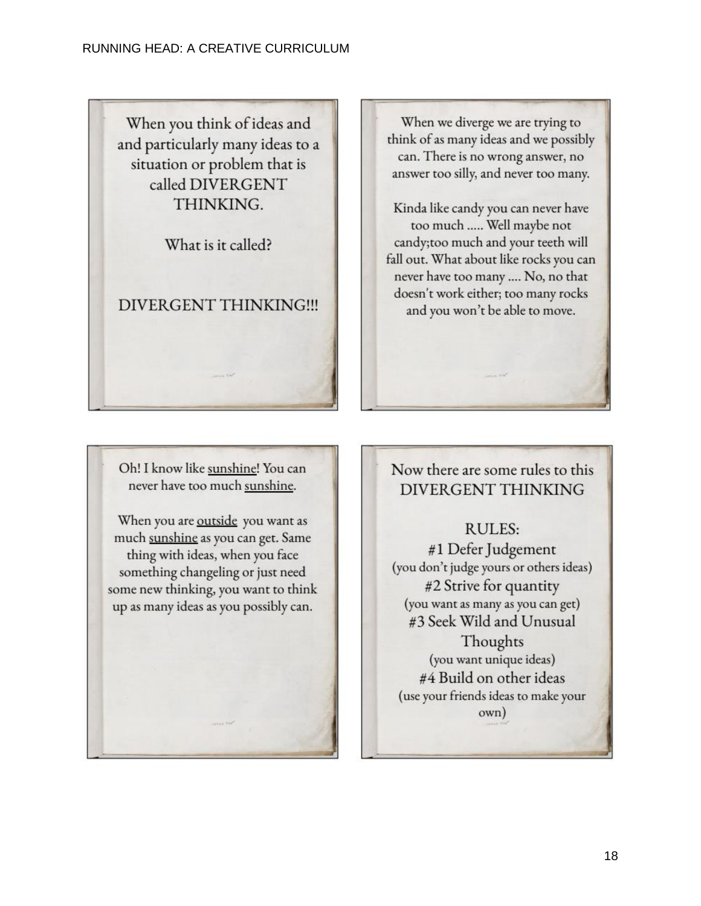When you think of ideas and and particularly many ideas to a situation or problem that is called DIVERGENT THINKING.

What is it called?

DIVERGENT THINKING!!!

When we diverge we are trying to think of as many ideas and we possibly can. There is no wrong answer, no answer too silly, and never too many.

Kinda like candy you can never have too much ..... Well maybe not candy;too much and your teeth will fall out. What about like rocks you can never have too many .... No, no that doesn't work either; too many rocks and you won't be able to move.

Oh! I know like sunshine! You can never have too much sunshine.

When you are outside you want as much sunshine as you can get. Same thing with ideas, when you face something changeling or just need some new thinking, you want to think up as many ideas as you possibly can.

Now there are some rules to this DIVERGENT THINKING

RULES:

#1 Defer Judgement
(you don't judge yours or others ideas)

#2 Strive for quantity
(you want as many as you can get)

#3 Seek Wild and Unusual Thoughts
(you want unique ideas)

#4 Build on other ideas
(use your friends ideas to make your own)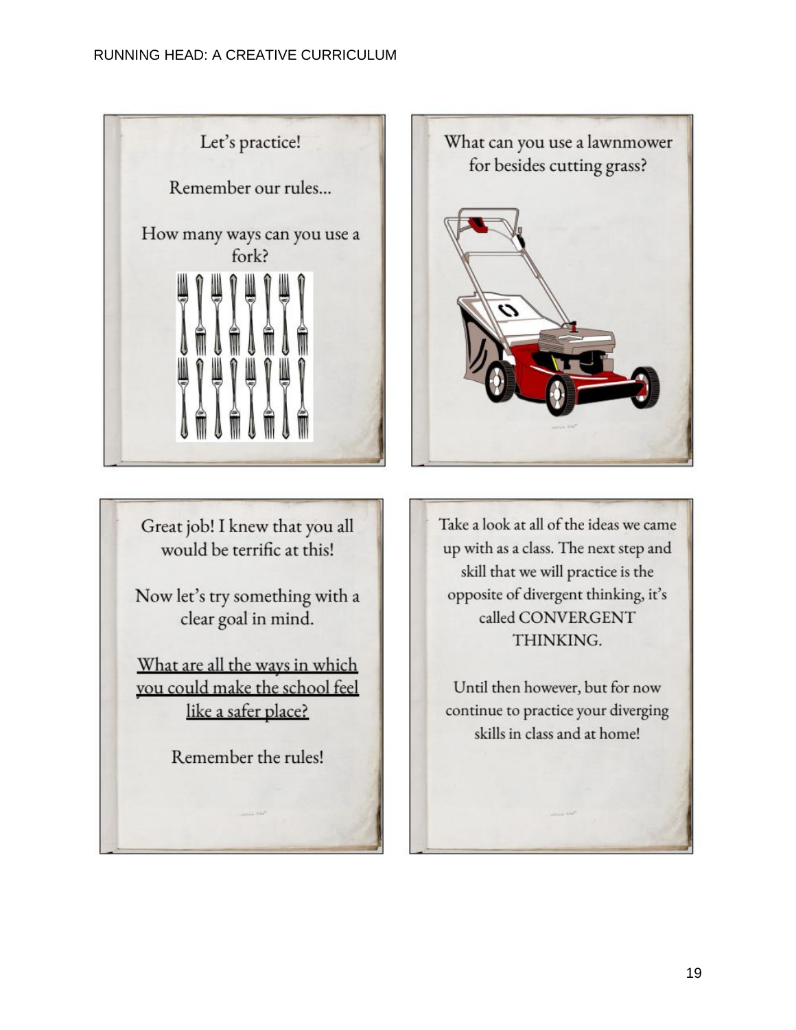Let's practice!

Remember our rules...

How many ways can you use a fork?

What can you use a lawnmower for besides cutting grass?

Great job! I knew that you all would be terrific at this!

Now let's try something with a clear goal in mind.

What are all the ways in which you could make the school feel like a safer place?

Remember the rules!

Take a look at all of the ideas we came up with as a class. The next step and skill that we will practice is the opposite of divergent thinking, it's called CONVERGENT THINKING.

Until then however, but for now continue to practice your diverging skills in class and at home!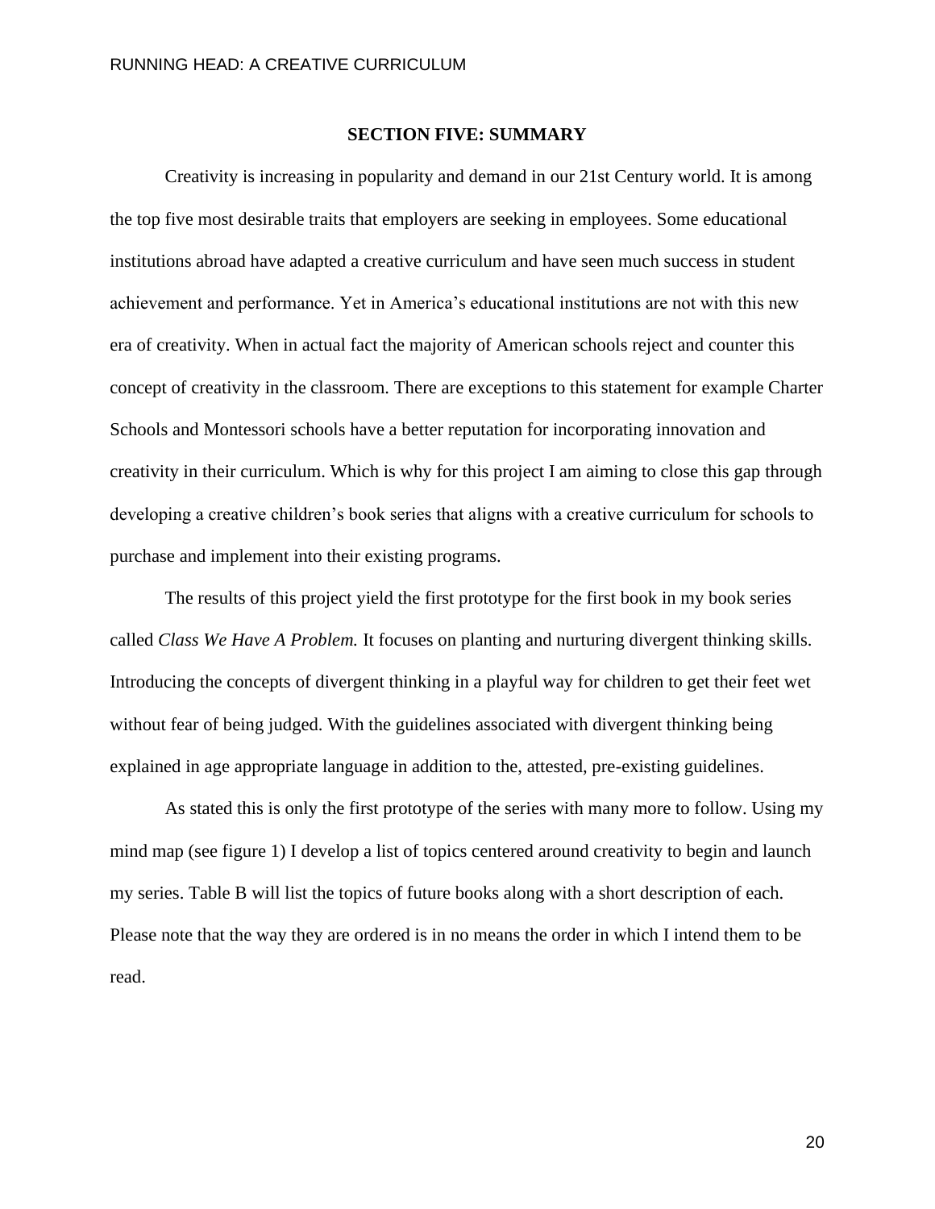## SECTION FIVE: SUMMARY

Creativity is increasing in popularity and demand in our 21st Century world. It is among the top five most desirable traits that employers are seeking in employees. Some educational institutions abroad have adapted a creative curriculum and have seen much success in student achievement and performance. Yet in America's educational institutions are not with this new era of creativity. When in actual fact the majority of American schools reject and counter this concept of creativity in the classroom. There are exceptions to this statement for example Charter Schools and Montessori schools have a better reputation for incorporating innovation and creativity in their curriculum. Which is why for this project I am aiming to close this gap through developing a creative children's book series that aligns with a creative curriculum for schools to purchase and implement into their existing programs.

The results of this project yield the first prototype for the first book in my book series called *Class We Have A Problem.* It focuses on planting and nurturing divergent thinking skills. Introducing the concepts of divergent thinking in a playful way for children to get their feet wet without fear of being judged. With the guidelines associated with divergent thinking being explained in age appropriate language in addition to the, attested, pre-existing guidelines.

As stated this is only the first prototype of the series with many more to follow. Using my mind map (see figure 1) I develop a list of topics centered around creativity to begin and launch my series. Table B will list the topics of future books along with a short description of each. Please note that the way they are ordered is in no means the order in which I intend them to be read.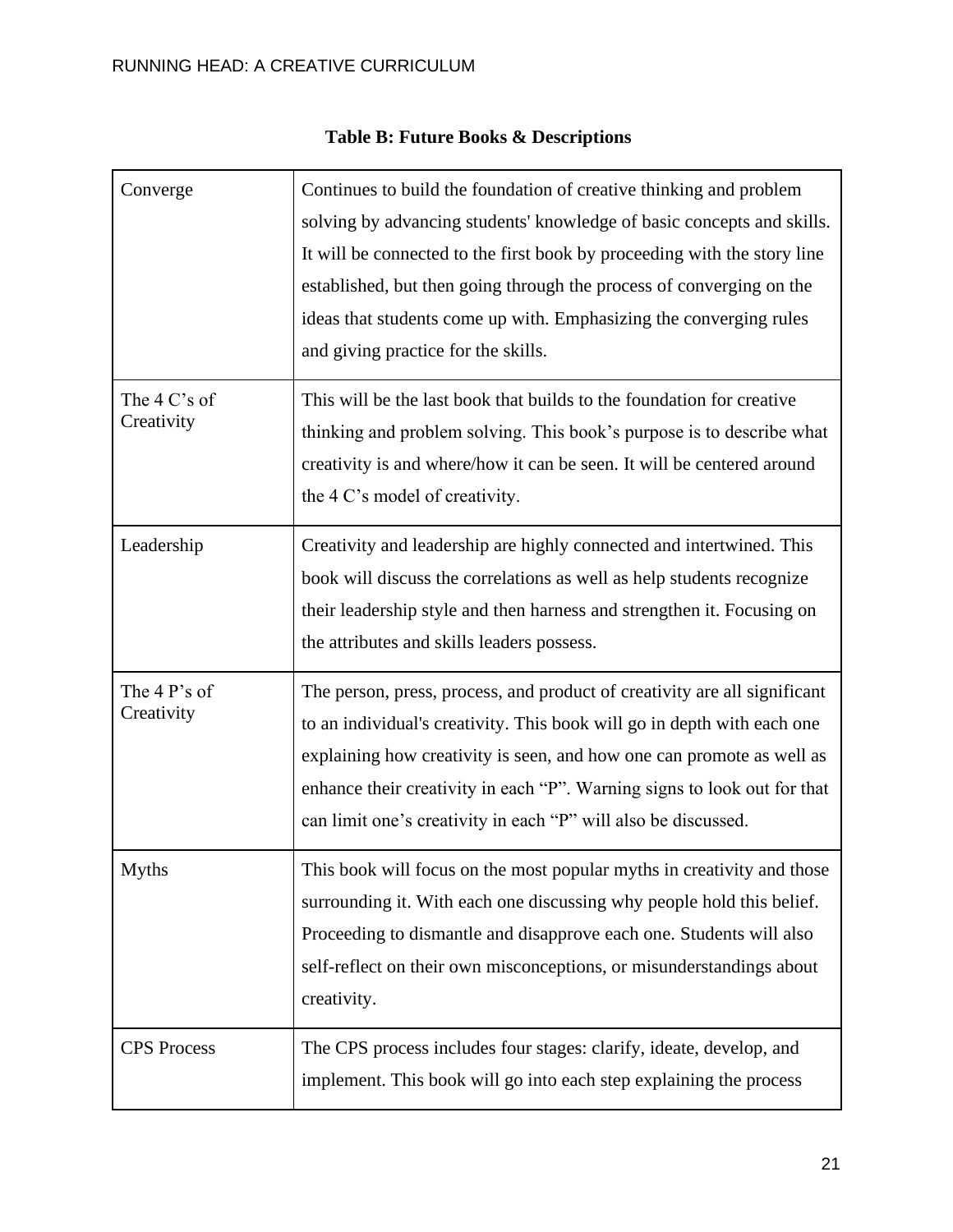**Table B: Future Books & Descriptions**

| | |
|---|---|
| Converge | Continues to build the foundation of creative thinking and problem solving by advancing students' knowledge of basic concepts and skills. It will be connected to the first book by proceeding with the story line established, but then going through the process of converging on the ideas that students come up with. Emphasizing the converging rules and giving practice for the skills. |
| The 4 C's of Creativity | This will be the last book that builds to the foundation for creative thinking and problem solving. This book's purpose is to describe what creativity is and where/how it can be seen. It will be centered around the 4 C's model of creativity. |
| Leadership | Creativity and leadership are highly connected and intertwined. This book will discuss the correlations as well as help students recognize their leadership style and then harness and strengthen it. Focusing on the attributes and skills leaders possess. |
| The 4 P's of Creativity | The person, press, process, and product of creativity are all significant to an individual's creativity. This book will go in depth with each one explaining how creativity is seen, and how one can promote as well as enhance their creativity in each "P". Warning signs to look out for that can limit one's creativity in each "P" will also be discussed. |
| Myths | This book will focus on the most popular myths in creativity and those surrounding it. With each one discussing why people hold this belief. Proceeding to dismantle and disapprove each one. Students will also self-reflect on their own misconceptions, or misunderstandings about creativity. |
| CPS Process | The CPS process includes four stages: clarify, ideate, develop, and implement. This book will go into each step explaining the process |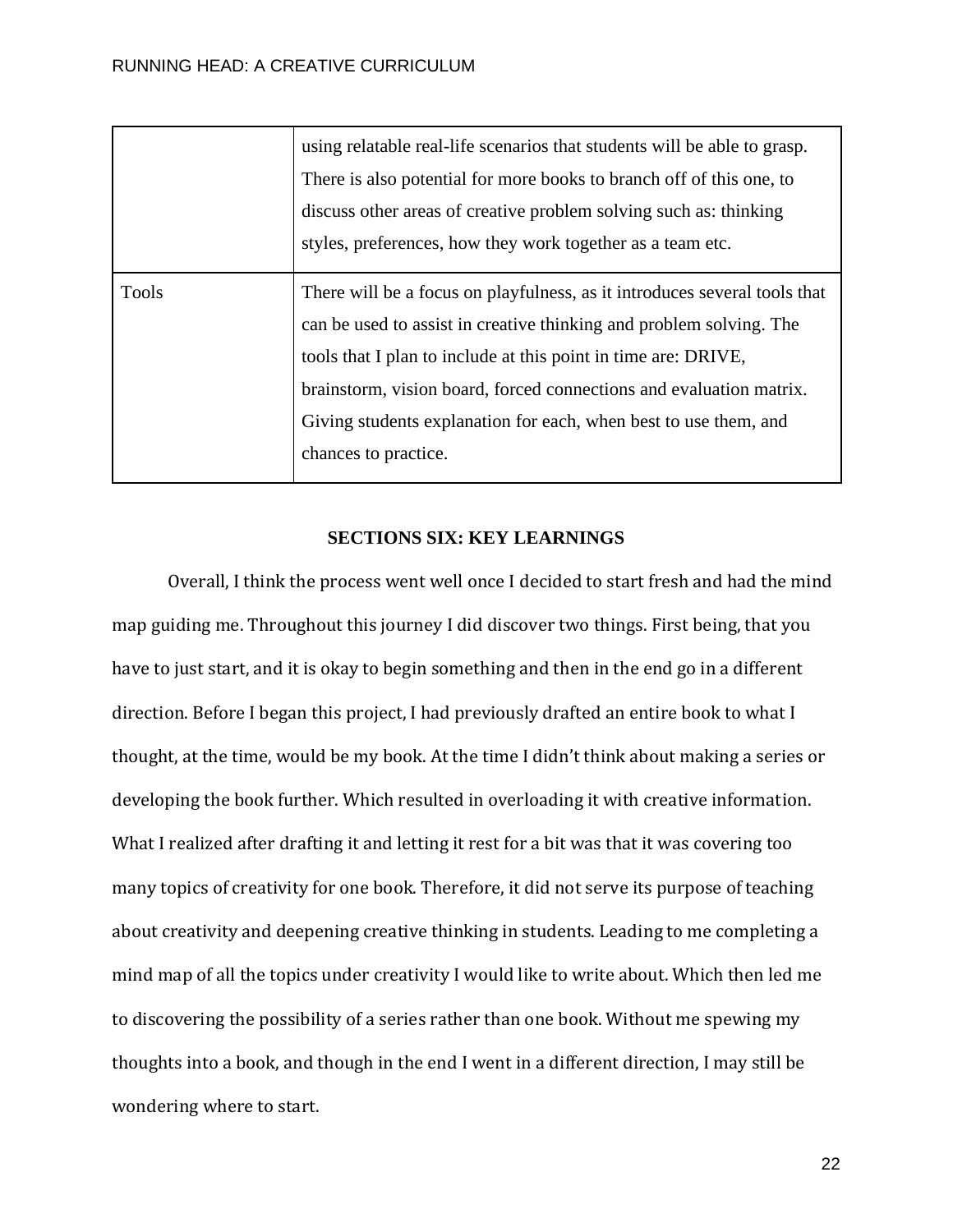| | |
|---|---|
| | using relatable real-life scenarios that students will be able to grasp. There is also potential for more books to branch off of this one, to discuss other areas of creative problem solving such as: thinking styles, preferences, how they work together as a team etc. |
| Tools | There will be a focus on playfulness, as it introduces several tools that can be used to assist in creative thinking and problem solving. The tools that I plan to include at this point in time are: DRIVE, brainstorm, vision board, forced connections and evaluation matrix. Giving students explanation for each, when best to use them, and chances to practice. |

## SECTIONS SIX: KEY LEARNINGS

Overall, I think the process went well once I decided to start fresh and had the mind map guiding me. Throughout this journey I did discover two things. First being, that you have to just start, and it is okay to begin something and then in the end go in a different direction. Before I began this project, I had previously drafted an entire book to what I thought, at the time, would be my book. At the time I didn't think about making a series or developing the book further. Which resulted in overloading it with creative information. What I realized after drafting it and letting it rest for a bit was that it was covering too many topics of creativity for one book. Therefore, it did not serve its purpose of teaching about creativity and deepening creative thinking in students. Leading to me completing a mind map of all the topics under creativity I would like to write about. Which then led me to discovering the possibility of a series rather than one book. Without me spewing my thoughts into a book, and though in the end I went in a different direction, I may still be wondering where to start.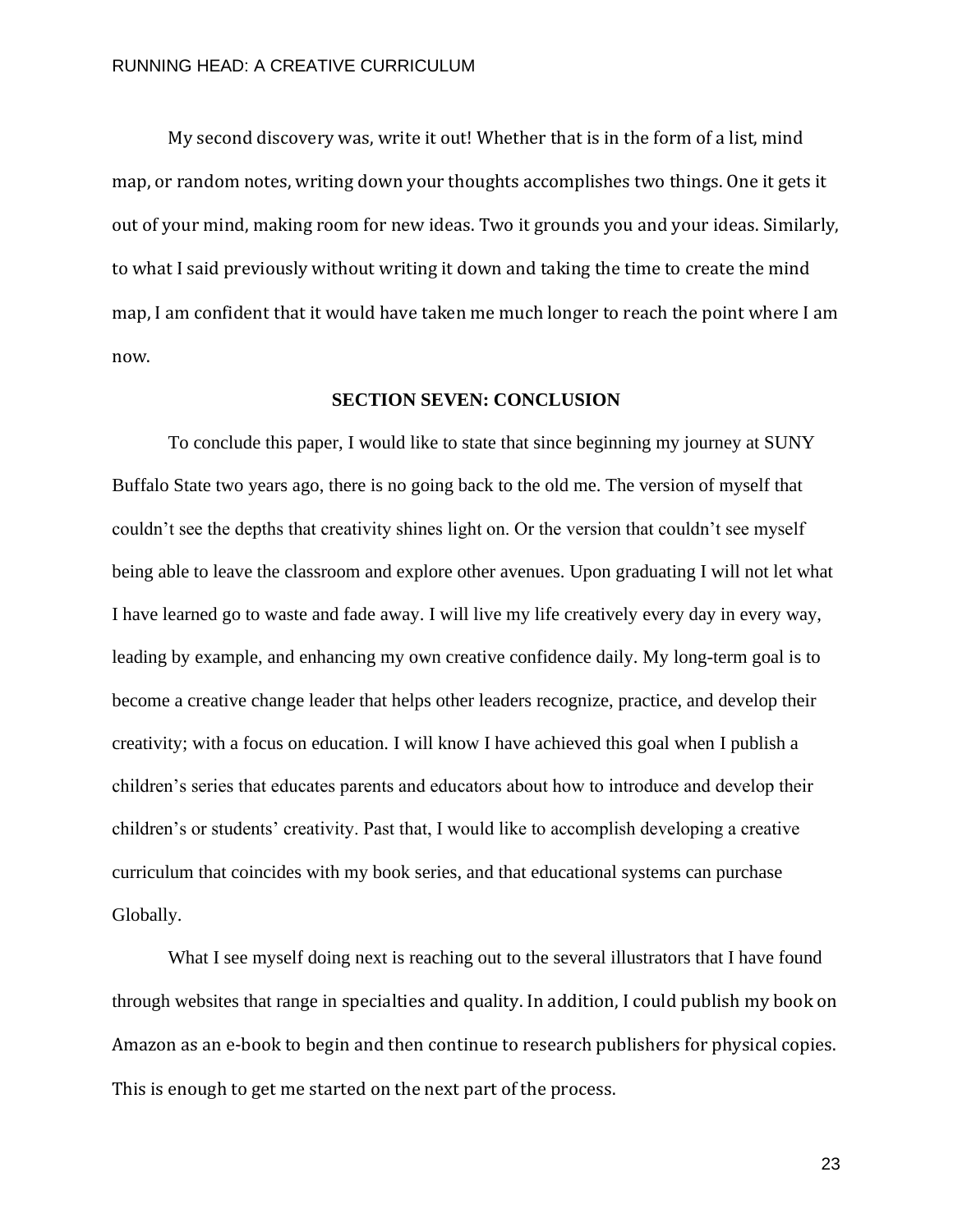My second discovery was, write it out! Whether that is in the form of a list, mind map, or random notes, writing down your thoughts accomplishes two things. One it gets it out of your mind, making room for new ideas. Two it grounds you and your ideas. Similarly, to what I said previously without writing it down and taking the time to create the mind map, I am confident that it would have taken me much longer to reach the point where I am now.

## SECTION SEVEN: CONCLUSION

To conclude this paper, I would like to state that since beginning my journey at SUNY Buffalo State two years ago, there is no going back to the old me. The version of myself that couldn't see the depths that creativity shines light on. Or the version that couldn't see myself being able to leave the classroom and explore other avenues. Upon graduating I will not let what I have learned go to waste and fade away. I will live my life creatively every day in every way, leading by example, and enhancing my own creative confidence daily. My long-term goal is to become a creative change leader that helps other leaders recognize, practice, and develop their creativity; with a focus on education. I will know I have achieved this goal when I publish a children's series that educates parents and educators about how to introduce and develop their children's or students' creativity. Past that, I would like to accomplish developing a creative curriculum that coincides with my book series, and that educational systems can purchase Globally.

What I see myself doing next is reaching out to the several illustrators that I have found through websites that range in specialties and quality. In addition, I could publish my book on Amazon as an e-book to begin and then continue to research publishers for physical copies. This is enough to get me started on the next part of the process.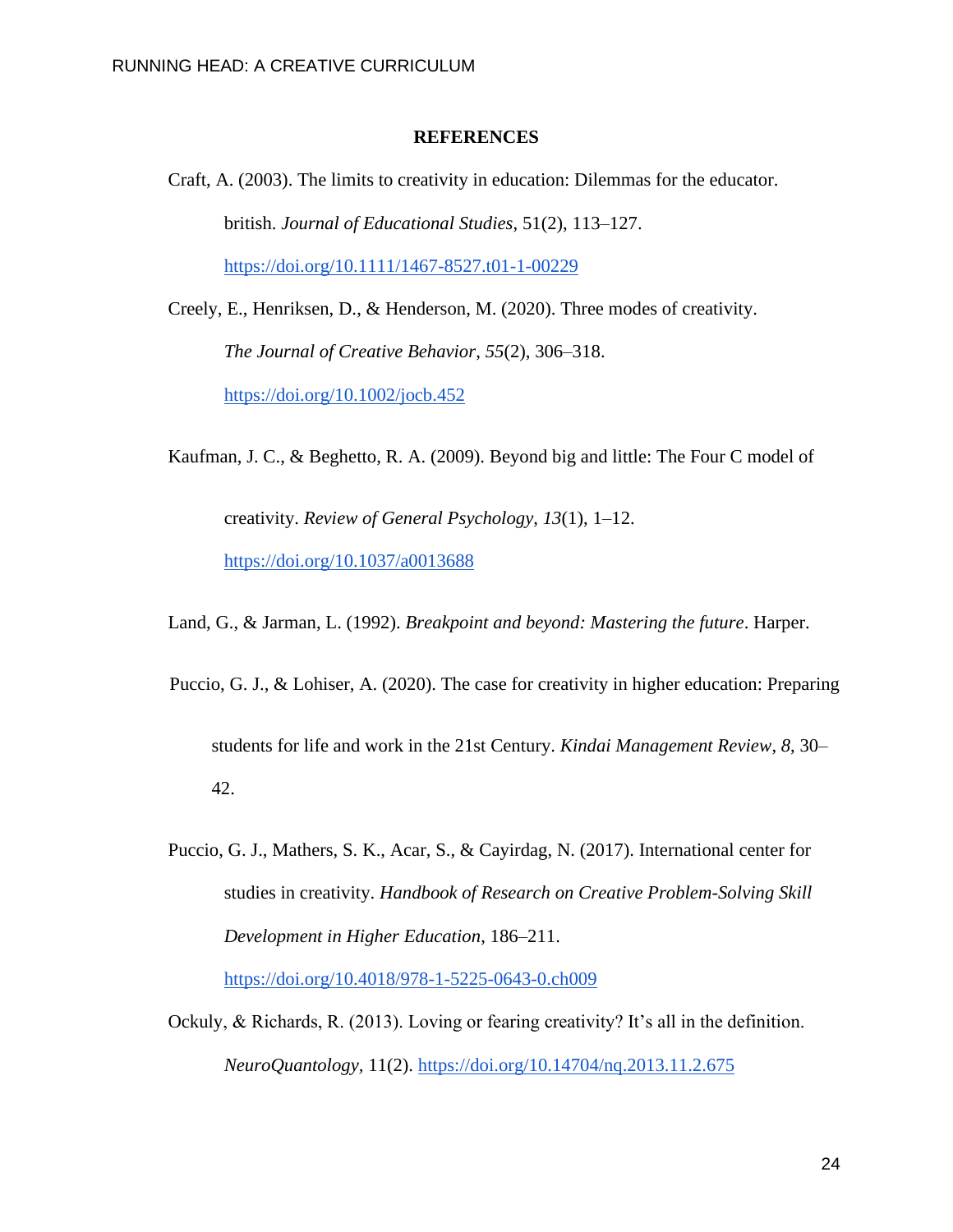**REFERENCES**

Craft, A. (2003). The limits to creativity in education: Dilemmas for the educator. british. *Journal of Educational Studies*, 51(2), 113–127. https://doi.org/10.1111/1467-8527.t01-1-00229

Creely, E., Henriksen, D., & Henderson, M. (2020). Three modes of creativity. *The Journal of Creative Behavior*, *55*(2), 306–318. https://doi.org/10.1002/jocb.452

Kaufman, J. C., & Beghetto, R. A. (2009). Beyond big and little: The Four C model of creativity. *Review of General Psychology*, *13*(1), 1–12. https://doi.org/10.1037/a0013688

Land, G., & Jarman, L. (1992). *Breakpoint and beyond: Mastering the future*. Harper.

Puccio, G. J., & Lohiser, A. (2020). The case for creativity in higher education: Preparing students for life and work in the 21st Century. *Kindai Management Review*, *8*, 30–42.

Puccio, G. J., Mathers, S. K., Acar, S., & Cayirdag, N. (2017). International center for studies in creativity. *Handbook of Research on Creative Problem-Solving Skill Development in Higher Education*, 186–211. https://doi.org/10.4018/978-1-5225-0643-0.ch009

Ockuly, & Richards, R. (2013). Loving or fearing creativity? It's all in the definition. *NeuroQuantology,* 11(2). https://doi.org/10.14704/nq.2013.11.2.675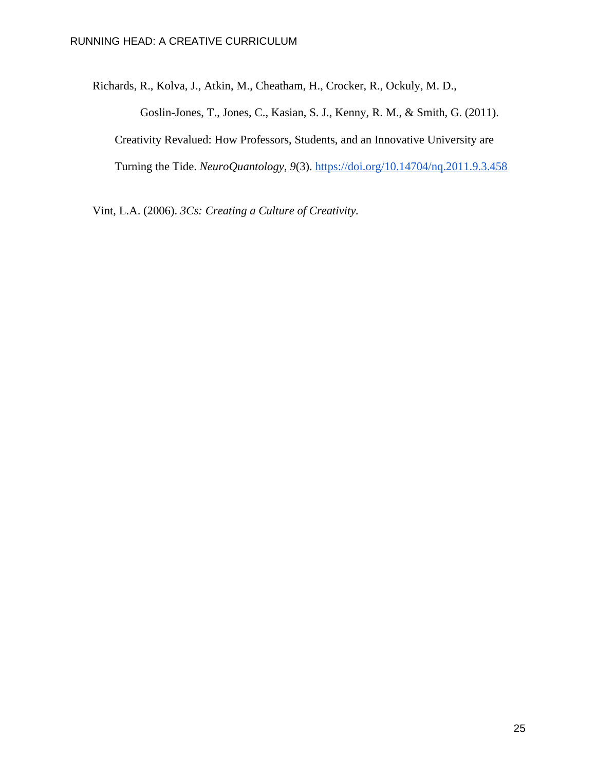Richards, R., Kolva, J., Atkin, M., Cheatham, H., Crocker, R., Ockuly, M. D., Goslin-Jones, T., Jones, C., Kasian, S. J., Kenny, R. M., & Smith, G. (2011). Creativity Revalued: How Professors, Students, and an Innovative University are Turning the Tide. *NeuroQuantology*, *9*(3). https://doi.org/10.14704/nq.2011.9.3.458

Vint, L.A. (2006). *3Cs: Creating a Culture of Creativity.*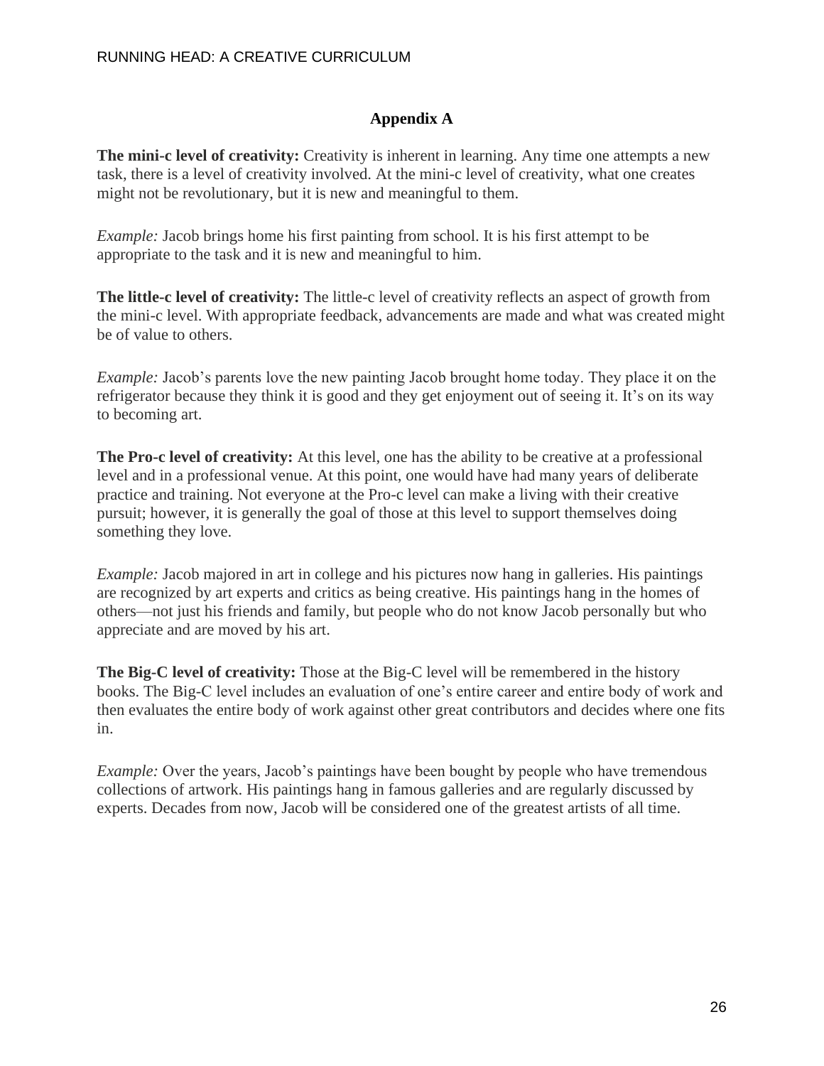## Appendix A

**The mini-c level of creativity:** Creativity is inherent in learning. Any time one attempts a new task, there is a level of creativity involved. At the mini-c level of creativity, what one creates might not be revolutionary, but it is new and meaningful to them.

*Example:* Jacob brings home his first painting from school. It is his first attempt to be appropriate to the task and it is new and meaningful to him.

**The little-c level of creativity:** The little-c level of creativity reflects an aspect of growth from the mini-c level. With appropriate feedback, advancements are made and what was created might be of value to others.

*Example:* Jacob's parents love the new painting Jacob brought home today. They place it on the refrigerator because they think it is good and they get enjoyment out of seeing it. It's on its way to becoming art.

**The Pro-c level of creativity:** At this level, one has the ability to be creative at a professional level and in a professional venue. At this point, one would have had many years of deliberate practice and training. Not everyone at the Pro-c level can make a living with their creative pursuit; however, it is generally the goal of those at this level to support themselves doing something they love.

*Example:* Jacob majored in art in college and his pictures now hang in galleries. His paintings are recognized by art experts and critics as being creative. His paintings hang in the homes of others—not just his friends and family, but people who do not know Jacob personally but who appreciate and are moved by his art.

**The Big-C level of creativity:** Those at the Big-C level will be remembered in the history books. The Big-C level includes an evaluation of one's entire career and entire body of work and then evaluates the entire body of work against other great contributors and decides where one fits in.

*Example:* Over the years, Jacob's paintings have been bought by people who have tremendous collections of artwork. His paintings hang in famous galleries and are regularly discussed by experts. Decades from now, Jacob will be considered one of the greatest artists of all time.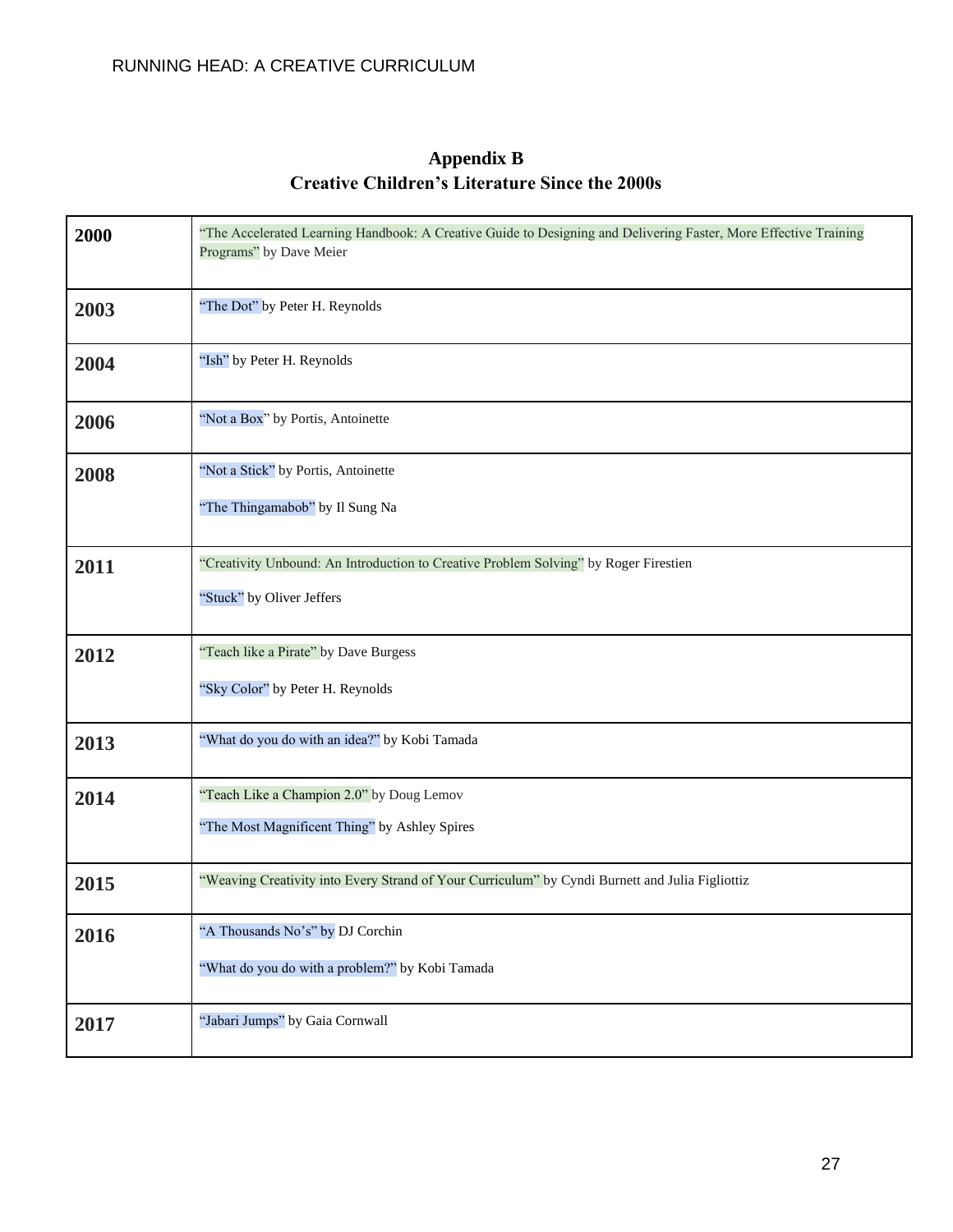## Appendix B
## Creative Children's Literature Since the 2000s

| | |
|---|---|
| **2000** | "The Accelerated Learning Handbook: A Creative Guide to Designing and Delivering Faster, More Effective Training Programs" by Dave Meier |
| **2003** | "The Dot" by Peter H. Reynolds |
| **2004** | "Ish" by Peter H. Reynolds |
| **2006** | "Not a Box" by Portis, Antoinette |
| **2008** | "Not a Stick" by Portis, Antoinette<br><br>"The Thingamabob" by Il Sung Na |
| **2011** | "Creativity Unbound: An Introduction to Creative Problem Solving" by Roger Firestien<br><br>"Stuck" by Oliver Jeffers |
| **2012** | "Teach like a Pirate" by Dave Burgess<br><br>"Sky Color" by Peter H. Reynolds |
| **2013** | "What do you do with an idea?" by Kobi Tamada |
| **2014** | "Teach Like a Champion 2.0" by Doug Lemov<br><br>"The Most Magnificent Thing" by Ashley Spires |
| **2015** | "Weaving Creativity into Every Strand of Your Curriculum" by Cyndi Burnett and Julia Figliottiz |
| **2016** | "A Thousands No's" by DJ Corchin<br><br>"What do you do with a problem?" by Kobi Tamada |
| **2017** | "Jabari Jumps" by Gaia Cornwall |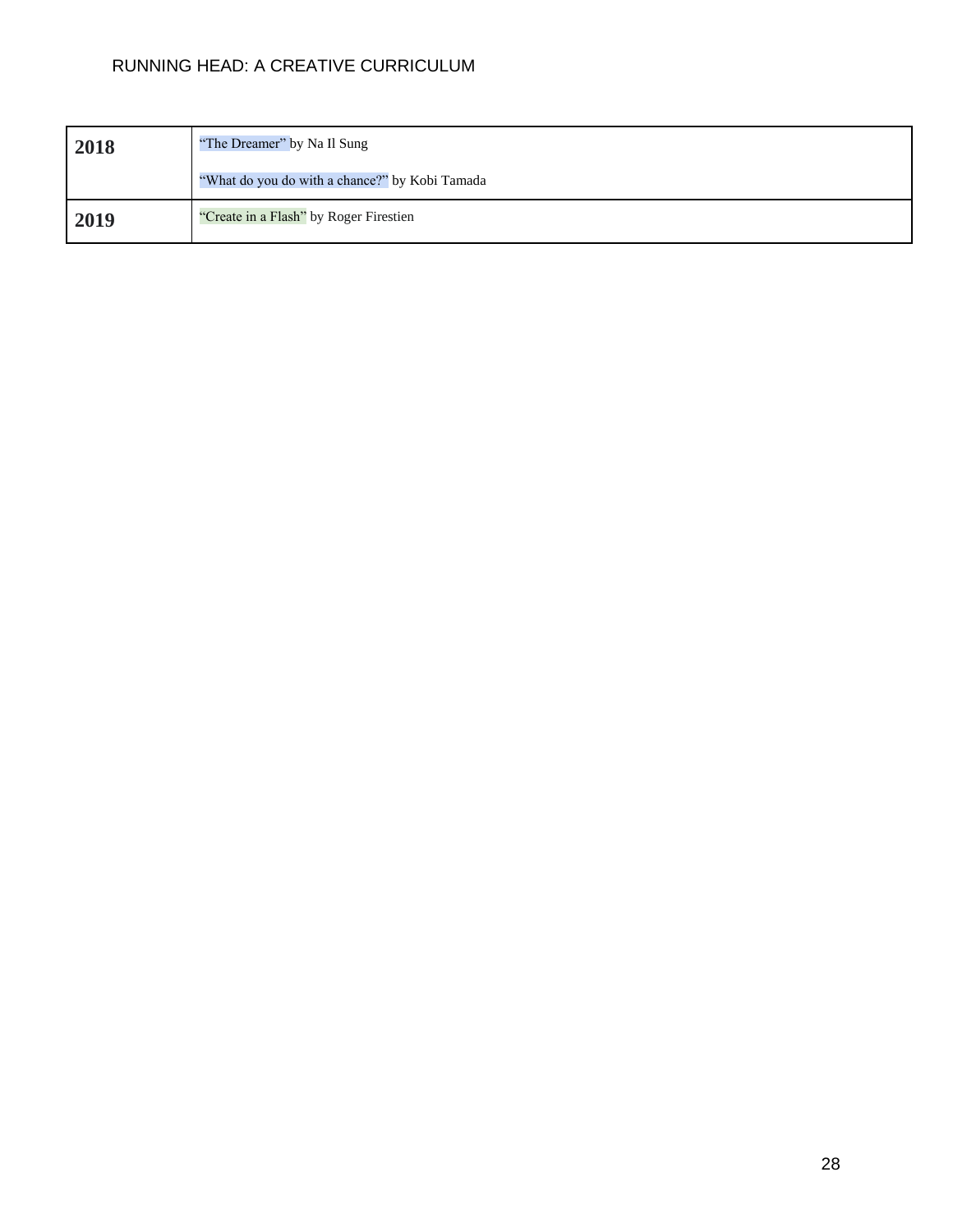| 2018 | "The Dreamer" by Na Il Sung<br><br>"What do you do with a chance?" by Kobi Tamada |
|---|---|
| 2019 | "Create in a Flash" by Roger Firestien |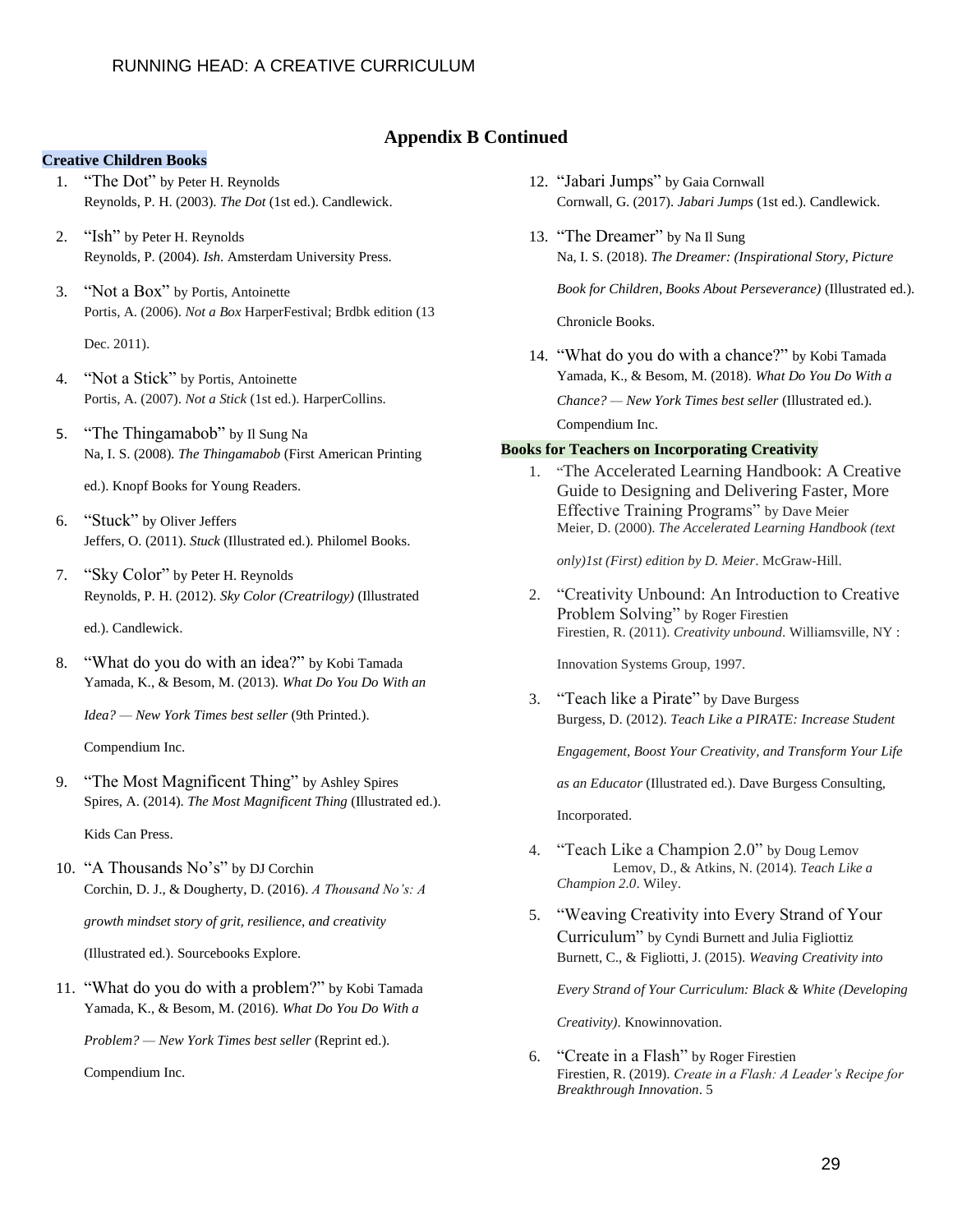## Appendix B Continued

**Creative Children Books**

1. "The Dot" by Peter H. Reynolds
   Reynolds, P. H. (2003). *The Dot* (1st ed.). Candlewick.

2. "Ish" by Peter H. Reynolds
   Reynolds, P. (2004). *Ish*. Amsterdam University Press.

3. "Not a Box" by Portis, Antoinette
   Portis, A. (2006). *Not a Box* HarperFestival; Brdbk edition (13 Dec. 2011).

4. "Not a Stick" by Portis, Antoinette
   Portis, A. (2007). *Not a Stick* (1st ed.). HarperCollins.

5. "The Thingamabob" by Il Sung Na
   Na, I. S. (2008). *The Thingamabob* (First American Printing ed.). Knopf Books for Young Readers.

6. "Stuck" by Oliver Jeffers
   Jeffers, O. (2011). *Stuck* (Illustrated ed.). Philomel Books.

7. "Sky Color" by Peter H. Reynolds
   Reynolds, P. H. (2012). *Sky Color (Creatrilogy)* (Illustrated ed.). Candlewick.

8. "What do you do with an idea?" by Kobi Tamada
   Yamada, K., & Besom, M. (2013). *What Do You Do With an Idea? — New York Times best seller* (9th Printed.). Compendium Inc.

9. "The Most Magnificent Thing" by Ashley Spires
   Spires, A. (2014). *The Most Magnificent Thing* (Illustrated ed.). Kids Can Press.

10. "A Thousands No's" by DJ Corchin
    Corchin, D. J., & Dougherty, D. (2016). *A Thousand No's: A growth mindset story of grit, resilience, and creativity* (Illustrated ed.). Sourcebooks Explore.

11. "What do you do with a problem?" by Kobi Tamada
    Yamada, K., & Besom, M. (2016). *What Do You Do With a Problem? — New York Times best seller* (Reprint ed.). Compendium Inc.

12. "Jabari Jumps" by Gaia Cornwall
    Cornwall, G. (2017). *Jabari Jumps* (1st ed.). Candlewick.

13. "The Dreamer" by Na Il Sung
    Na, I. S. (2018). *The Dreamer: (Inspirational Story, Picture Book for Children, Books About Perseverance)* (Illustrated ed.). Chronicle Books.

14. "What do you do with a chance?" by Kobi Tamada
    Yamada, K., & Besom, M. (2018). *What Do You Do With a Chance? — New York Times best seller* (Illustrated ed.). Compendium Inc.

**Books for Teachers on Incorporating Creativity**

1. "The Accelerated Learning Handbook: A Creative Guide to Designing and Delivering Faster, More Effective Training Programs" by Dave Meier
   Meier, D. (2000). *The Accelerated Learning Handbook (text only)1st (First) edition by D. Meier*. McGraw-Hill.

2. "Creativity Unbound: An Introduction to Creative Problem Solving" by Roger Firestien
   Firestien, R. (2011). *Creativity unbound*. Williamsville, NY : Innovation Systems Group, 1997.

3. "Teach like a Pirate" by Dave Burgess
   Burgess, D. (2012). *Teach Like a PIRATE: Increase Student Engagement, Boost Your Creativity, and Transform Your Life as an Educator* (Illustrated ed.). Dave Burgess Consulting, Incorporated.

4. "Teach Like a Champion 2.0" by Doug Lemov
   Lemov, D., & Atkins, N. (2014). *Teach Like a Champion 2.0*. Wiley.

5. "Weaving Creativity into Every Strand of Your Curriculum" by Cyndi Burnett and Julia Figliottiz
   Burnett, C., & Figliotti, J. (2015). *Weaving Creativity into Every Strand of Your Curriculum: Black & White (Developing Creativity)*. Knowinnovation.

6. "Create in a Flash" by Roger Firestien
   Firestien, R. (2019). *Create in a Flash: A Leader's Recipe for Breakthrough Innovation*. 5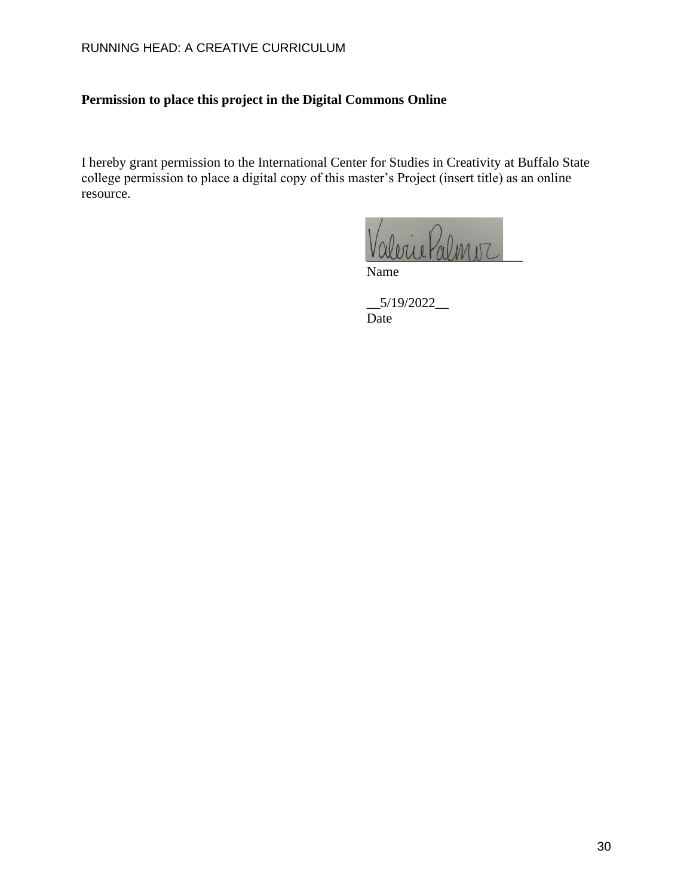**Permission to place this project in the Digital Commons Online**

I hereby grant permission to the International Center for Studies in Creativity at Buffalo State college permission to place a digital copy of this master's Project (insert title) as an online resource.

Valerie Palmer

Name

__5/19/2022__

Date